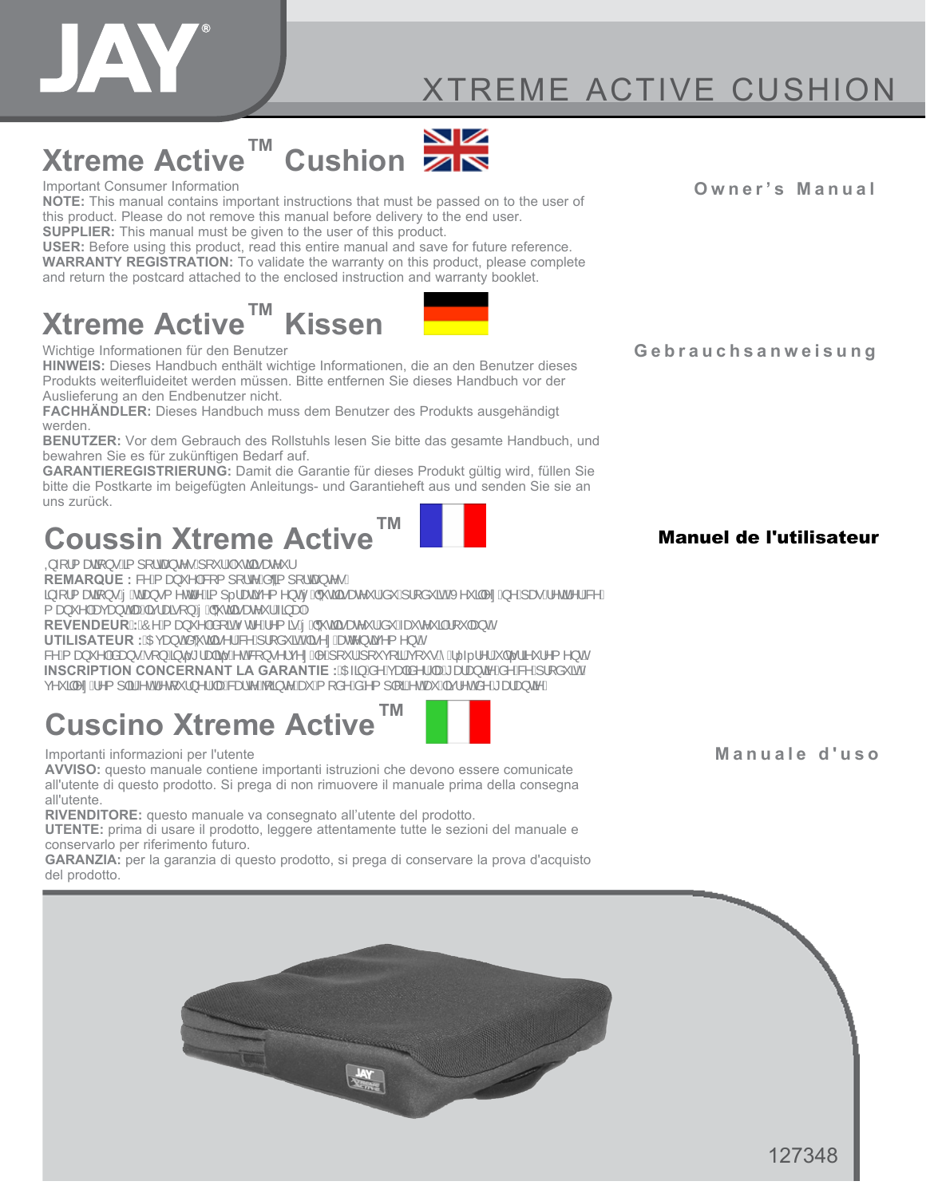# XTREME ACTIVE CUSHION

## Xtreme Active™ Cushion

**Owner's Manual**

Important Consumer Information

**NOTE:** This manual contains important instructions that must be passed on to the user of this product. Please do not remove this manual before delivery to the end user.

**SUPPLIER:** This manual must be given to the user of this product.

**USER:** Before using this product, read this entire manual and save for future reference.

**WARRANTY REGISTRATION:** To validate the warranty on this product, please complete and return the postcard attached to the enclosed instruction and warranty booklet.

## Xtreme Active™ Kissen

**Gebrauchsanweisung**

Wichtige Informationen für den Benutzer

**HINWEIS:** Dieses Handbuch enthält wichtige Informationen, die an den Benutzer dieses Produkts weiterfluideitet werden müssen. Bitte entfernen Sie dieses Handbuch vor der Auslieferung an den Endbenutzer nicht.

**FACHHÄNDLER:** Dieses Handbuch muss dem Benutzer des Produkts ausgehändigt werden.

**BENUTZER:** Vor dem Gebrauch des Rollstuhls lesen Sie bitte das gesamte Handbuch, und bewahren Sie es für zukünftigen Bedarf auf.

**GARANTIEREGISTRIERUNG:** Damit die Garantie für dieses Produkt gültig wird, füllen Sie bitte die Postkarte im beigefügten Anleitungs- und Garantieheft aus und senden Sie sie an uns zurück.

## Coussin Xtreme Active™

**Manuel de l'utilisateur**

,QIRUPDWLRQVLPSRUWDQWHVSRXUOXWLOLVDWHXU

**REMARQUE :** FHPDQXHOFRPSRUWHG¶LPSRUWDQWHV LQIRUPDWLRQVj WUDQVPHWWUHLPSpUDWLYHPHQWj O¶XWLOLVDWHXUGXSURGXLW9HXLOOH] QHSDVUHWLUHUFH PDQXHODYDQWODOLYUDLVRQj O¶XWLOLVDWHXUILQDO

**REVENDEUR :** &HPDQXHOGRLWrWUHUHPLVj O¶XWLOLVDWHXUGXIDXWHXLOURXODQW

**UTILISATEUR :** $YDQWG¶XWLOLVHUFHSURGXLWOLVH] DWWHQWLYHPHQW FHPDQXHOGDQVVRQLQWpJUDOLWpHWFRQVHUYH]OHSRXUSRXYRLUYRXV\UpIpUHUXOWpULHXUHPHQW

**INSCRIPTION CONCERNANT LA GARANTIE :** $ILQGHYDOLGHUODJDUDQWLHGHFHSURGXLW YHXLOOH] UHPSOLUHWUHWRXUQHUODFDUWHSRVWDOHMRLQWHDXPRGHGHPSORLHWDXOLYUHWGHJDUDQWLH

## Cuscino Xtreme Active™

**Manuale d'uso**

Importanti informazioni per l'utente

**AVVISO:** questo manuale contiene importanti istruzioni che devono essere comunicate all'utente di questo prodotto. Si prega di non rimuovere il manuale prima della consegna all'utente.

**RIVENDITORE:** questo manuale va consegnato all'utente del prodotto.

**UTENTE:** prima di usare il prodotto, leggere attentamente tutte le sezioni del manuale e conservarlo per riferimento futuro.

**GARANZIA:** per la garanzia di questo prodotto, si prega di conservare la prova d'acquisto del prodotto.

127348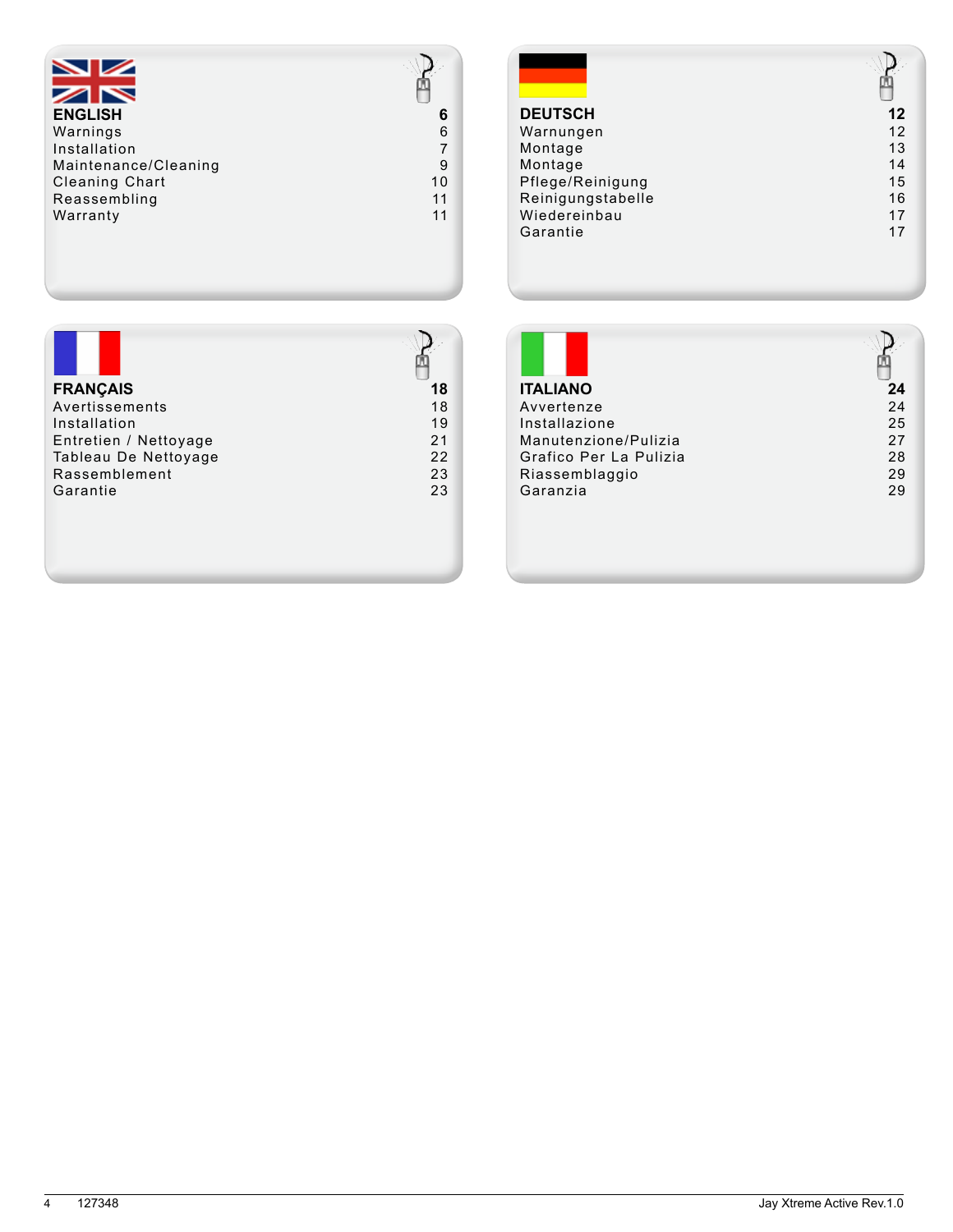| ENGLISH | 6 |
|---|---|
| Warnings | 6 |
| Installation | 7 |
| Maintenance/Cleaning | 9 |
| Cleaning Chart | 10 |
| Reassembling | 11 |
| Warranty | 11 |

| DEUTSCH | 12 |
|---|---|
| Warnungen | 12 |
| Montage | 13 |
| Montage | 14 |
| Pflege/Reinigung | 15 |
| Reinigungstabelle | 16 |
| Wiedereinbau | 17 |
| Garantie | 17 |

| FRANÇAIS | 18 |
|---|---|
| Avertissements | 18 |
| Installation | 19 |
| Entretien / Nettoyage | 21 |
| Tableau De Nettoyage | 22 |
| Rassemblement | 23 |
| Garantie | 23 |

| ITALIANO | 24 |
|---|---|
| Avvertenze | 24 |
| Installazione | 25 |
| Manutenzione/Pulizia | 27 |
| Grafico Per La Pulizia | 28 |
| Riassemblaggio | 29 |
| Garanzia | 29 |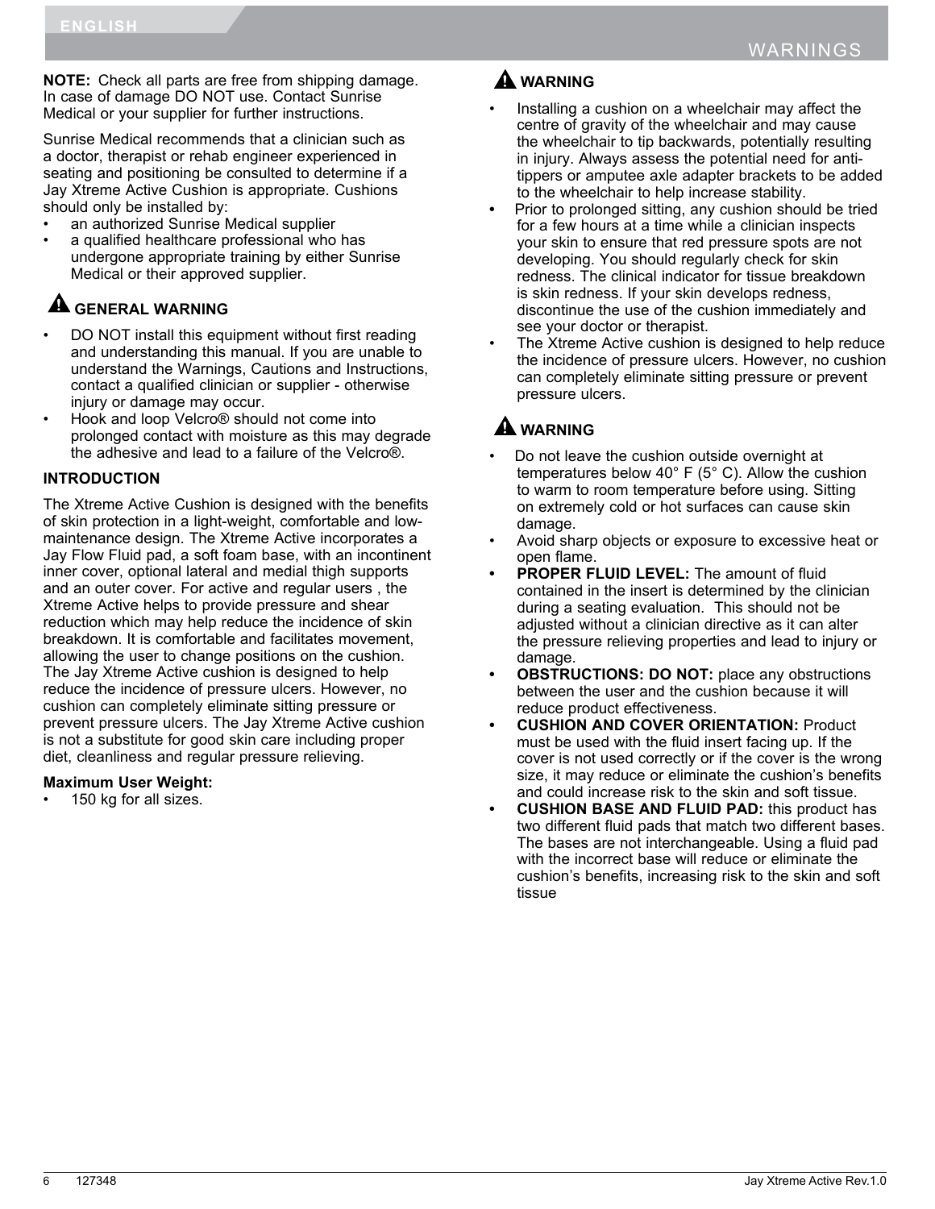**NOTE:** Check all parts are free from shipping damage. In case of damage DO NOT use. Contact Sunrise Medical or your supplier for further instructions.

Sunrise Medical recommends that a clinician such as a doctor, therapist or rehab engineer experienced in seating and positioning be consulted to determine if a Jay Xtreme Active Cushion is appropriate. Cushions should only be installed by:

- an authorized Sunrise Medical supplier
- a qualified healthcare professional who has undergone appropriate training by either Sunrise Medical or their approved supplier.

### ⚠ GENERAL WARNING

- DO NOT install this equipment without first reading and understanding this manual. If you are unable to understand the Warnings, Cautions and Instructions, contact a qualified clinician or supplier - otherwise injury or damage may occur.
- Hook and loop Velcro® should not come into prolonged contact with moisture as this may degrade the adhesive and lead to a failure of the Velcro®.

### INTRODUCTION

The Xtreme Active Cushion is designed with the benefits of skin protection in a light-weight, comfortable and low-maintenance design. The Xtreme Active incorporates a Jay Flow Fluid pad, a soft foam base, with an incontinent inner cover, optional lateral and medial thigh supports and an outer cover. For active and regular users , the Xtreme Active helps to provide pressure and shear reduction which may help reduce the incidence of skin breakdown. It is comfortable and facilitates movement, allowing the user to change positions on the cushion. The Jay Xtreme Active cushion is designed to help reduce the incidence of pressure ulcers. However, no cushion can completely eliminate sitting pressure or prevent pressure ulcers. The Jay Xtreme Active cushion is not a substitute for good skin care including proper diet, cleanliness and regular pressure relieving.

**Maximum User Weight:**

- 150 kg for all sizes.

### ⚠ WARNING

- Installing a cushion on a wheelchair may affect the centre of gravity of the wheelchair and may cause the wheelchair to tip backwards, potentially resulting in injury. Always assess the potential need for anti-tippers or amputee axle adapter brackets to be added to the wheelchair to help increase stability.
- Prior to prolonged sitting, any cushion should be tried for a few hours at a time while a clinician inspects your skin to ensure that red pressure spots are not developing. You should regularly check for skin redness. The clinical indicator for tissue breakdown is skin redness. If your skin develops redness, discontinue the use of the cushion immediately and see your doctor or therapist.
- The Xtreme Active cushion is designed to help reduce the incidence of pressure ulcers. However, no cushion can completely eliminate sitting pressure or prevent pressure ulcers.

### ⚠ WARNING

- Do not leave the cushion outside overnight at temperatures below 40° F (5° C). Allow the cushion to warm to room temperature before using. Sitting on extremely cold or hot surfaces can cause skin damage.
- Avoid sharp objects or exposure to excessive heat or open flame.
- **PROPER FLUID LEVEL:** The amount of fluid contained in the insert is determined by the clinician during a seating evaluation. This should not be adjusted without a clinician directive as it can alter the pressure relieving properties and lead to injury or damage.
- **OBSTRUCTIONS: DO NOT:** place any obstructions between the user and the cushion because it will reduce product effectiveness.
- **CUSHION AND COVER ORIENTATION:** Product must be used with the fluid insert facing up. If the cover is not used correctly or if the cover is the wrong size, it may reduce or eliminate the cushion's benefits and could increase risk to the skin and soft tissue.
- **CUSHION BASE AND FLUID PAD:** this product has two different fluid pads that match two different bases. The bases are not interchangeable. Using a fluid pad with the incorrect base will reduce or eliminate the cushion's benefits, increasing risk to the skin and soft tissue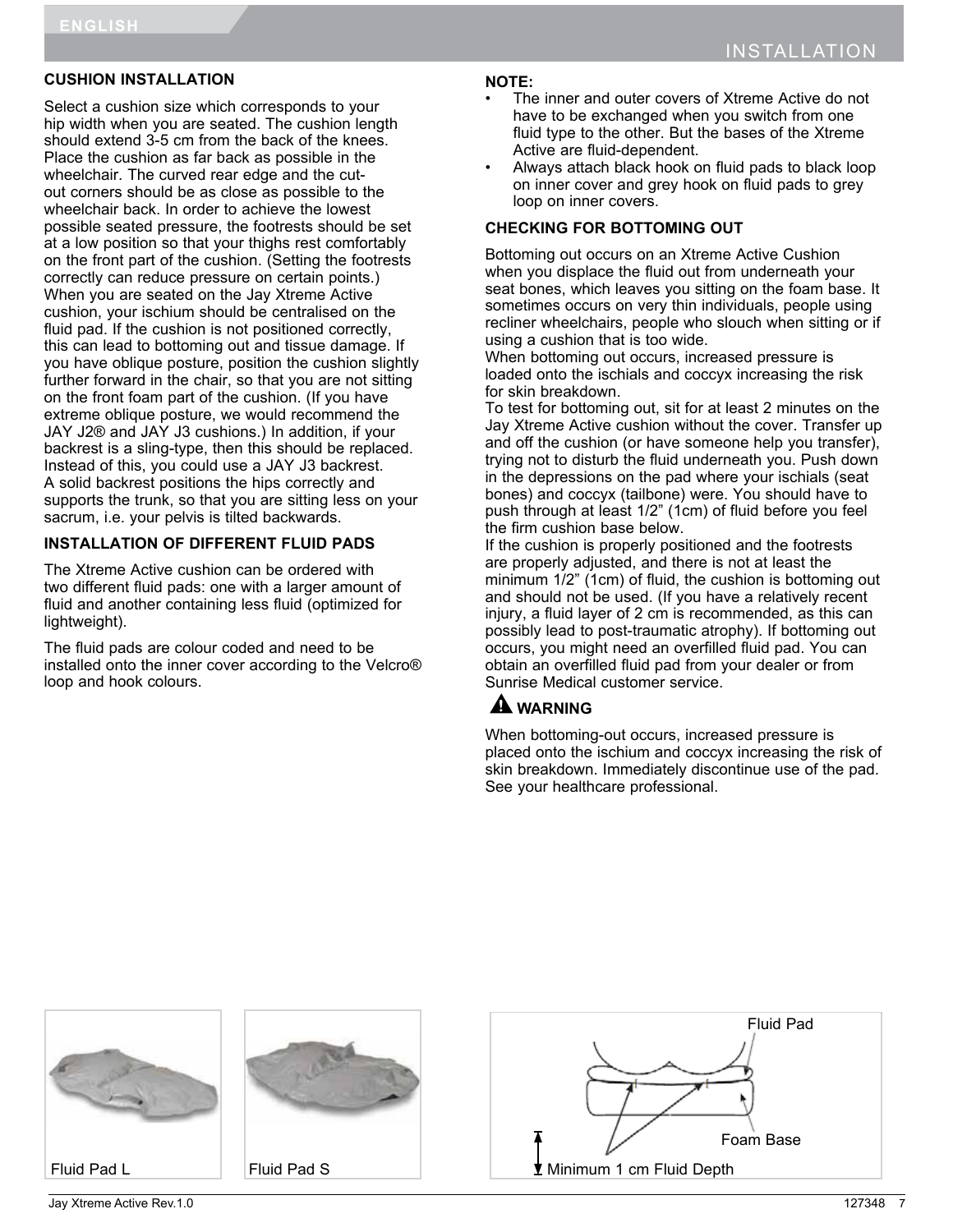## CUSHION INSTALLATION

Select a cushion size which corresponds to your hip width when you are seated. The cushion length should extend 3-5 cm from the back of the knees. Place the cushion as far back as possible in the wheelchair. The curved rear edge and the cut-out corners should be as close as possible to the wheelchair back. In order to achieve the lowest possible seated pressure, the footrests should be set at a low position so that your thighs rest comfortably on the front part of the cushion. (Setting the footrests correctly can reduce pressure on certain points.) When you are seated on the Jay Xtreme Active cushion, your ischium should be centralised on the fluid pad. If the cushion is not positioned correctly, this can lead to bottoming out and tissue damage. If you have oblique posture, position the cushion slightly further forward in the chair, so that you are not sitting on the front foam part of the cushion. (If you have extreme oblique posture, we would recommend the JAY J2® and JAY J3 cushions.) In addition, if your backrest is a sling-type, then this should be replaced. Instead of this, you could use a JAY J3 backrest. A solid backrest positions the hips correctly and supports the trunk, so that you are sitting less on your sacrum, i.e. your pelvis is tilted backwards.

## INSTALLATION OF DIFFERENT FLUID PADS

The Xtreme Active cushion can be ordered with two different fluid pads: one with a larger amount of fluid and another containing less fluid (optimized for lightweight).

The fluid pads are colour coded and need to be installed onto the inner cover according to the Velcro® loop and hook colours.

**NOTE:**

- The inner and outer covers of Xtreme Active do not have to be exchanged when you switch from one fluid type to the other. But the bases of the Xtreme Active are fluid-dependent.
- Always attach black hook on fluid pads to black loop on inner cover and grey hook on fluid pads to grey loop on inner covers.

## CHECKING FOR BOTTOMING OUT

Bottoming out occurs on an Xtreme Active Cushion when you displace the fluid out from underneath your seat bones, which leaves you sitting on the foam base. It sometimes occurs on very thin individuals, people using recliner wheelchairs, people who slouch when sitting or if using a cushion that is too wide.

When bottoming out occurs, increased pressure is loaded onto the ischials and coccyx increasing the risk for skin breakdown.

To test for bottoming out, sit for at least 2 minutes on the Jay Xtreme Active cushion without the cover. Transfer up and off the cushion (or have someone help you transfer), trying not to disturb the fluid underneath you. Push down in the depressions on the pad where your ischials (seat bones) and coccyx (tailbone) were. You should have to push through at least 1/2" (1cm) of fluid before you feel the firm cushion base below.

If the cushion is properly positioned and the footrests are properly adjusted, and there is not at least the minimum 1/2" (1cm) of fluid, the cushion is bottoming out and should not be used. (If you have a relatively recent injury, a fluid layer of 2 cm is recommended, as this can possibly lead to post-traumatic atrophy). If bottoming out occurs, you might need an overfilled fluid pad. You can obtain an overfilled fluid pad from your dealer or from Sunrise Medical customer service.

**⚠ WARNING**

When bottoming-out occurs, increased pressure is placed onto the ischium and coccyx increasing the risk of skin breakdown. Immediately discontinue use of the pad. See your healthcare professional.

Fluid Pad L

Fluid Pad S

Fluid Pad

Foam Base

Minimum 1 cm Fluid Depth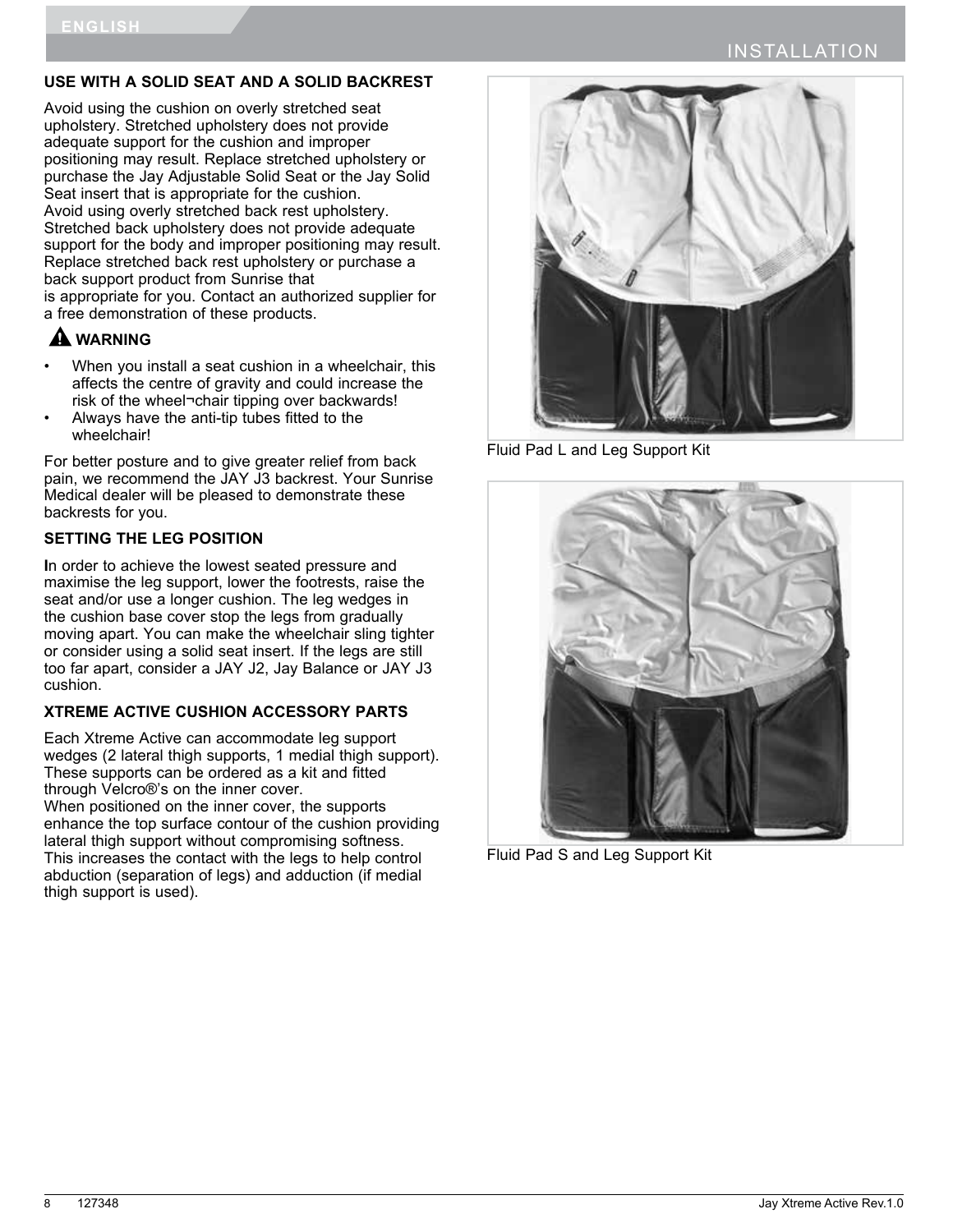## USE WITH A SOLID SEAT AND A SOLID BACKREST

Avoid using the cushion on overly stretched seat upholstery. Stretched upholstery does not provide adequate support for the cushion and improper positioning may result. Replace stretched upholstery or purchase the Jay Adjustable Solid Seat or the Jay Solid Seat insert that is appropriate for the cushion.
Avoid using overly stretched back rest upholstery. Stretched back upholstery does not provide adequate support for the body and improper positioning may result. Replace stretched back rest upholstery or purchase a back support product from Sunrise that
is appropriate for you. Contact an authorized supplier for a free demonstration of these products.

**⚠ WARNING**

- When you install a seat cushion in a wheelchair, this affects the centre of gravity and could increase the risk of the wheel¬chair tipping over backwards!
- Always have the anti-tip tubes fitted to the wheelchair!

For better posture and to give greater relief from back pain, we recommend the JAY J3 backrest. Your Sunrise Medical dealer will be pleased to demonstrate these backrests for you.

## SETTING THE LEG POSITION

In order to achieve the lowest seated pressure and maximise the leg support, lower the footrests, raise the seat and/or use a longer cushion. The leg wedges in the cushion base cover stop the legs from gradually moving apart. You can make the wheelchair sling tighter or consider using a solid seat insert. If the legs are still too far apart, consider a JAY J2, Jay Balance or JAY J3 cushion.

## XTREME ACTIVE CUSHION ACCESSORY PARTS

Each Xtreme Active can accommodate leg support wedges (2 lateral thigh supports, 1 medial thigh support). These supports can be ordered as a kit and fitted through Velcro®'s on the inner cover.
When positioned on the inner cover, the supports enhance the top surface contour of the cushion providing lateral thigh support without compromising softness. This increases the contact with the legs to help control abduction (separation of legs) and adduction (if medial thigh support is used).

Fluid Pad L and Leg Support Kit

Fluid Pad S and Leg Support Kit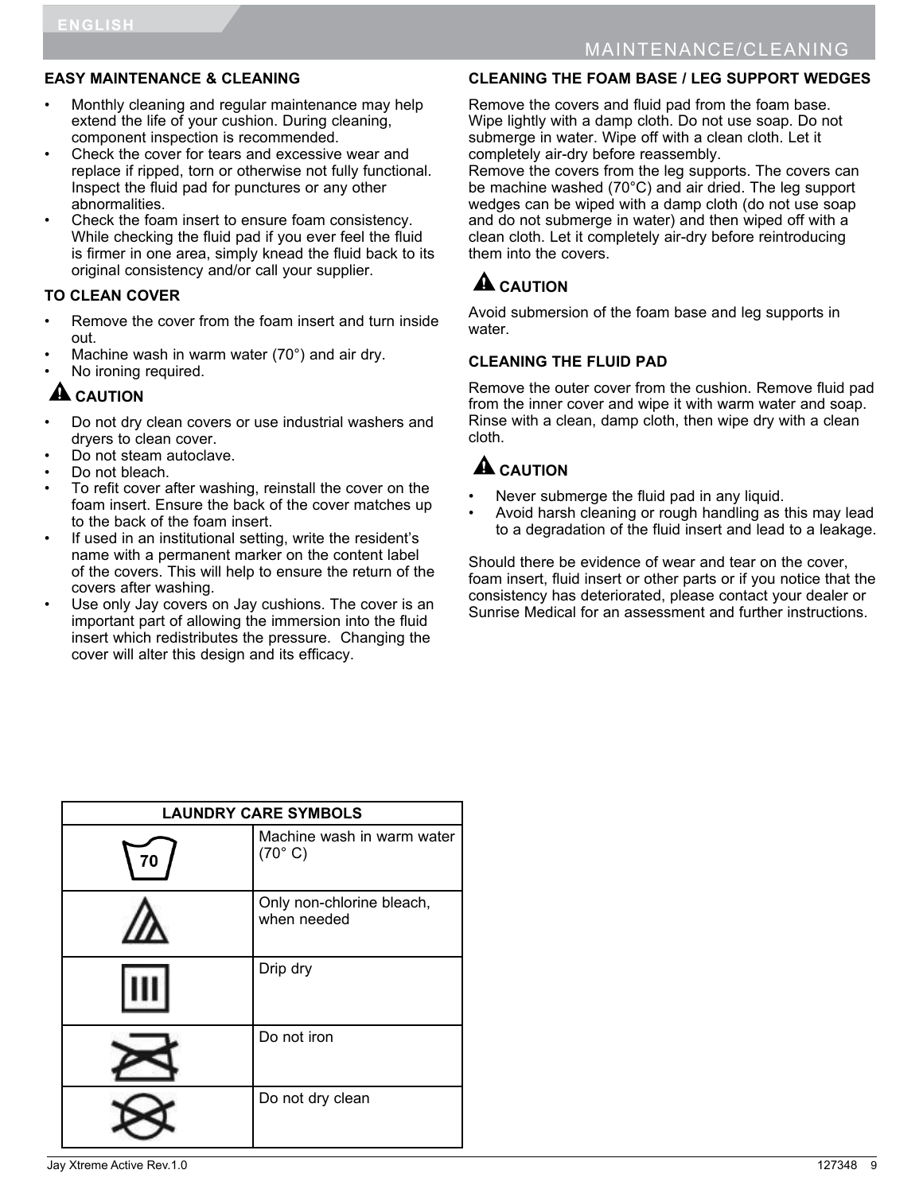## MAINTENANCE/CLEANING

### EASY MAINTENANCE & CLEANING

- Monthly cleaning and regular maintenance may help extend the life of your cushion. During cleaning, component inspection is recommended.
- Check the cover for tears and excessive wear and replace if ripped, torn or otherwise not fully functional. Inspect the fluid pad for punctures or any other abnormalities.
- Check the foam insert to ensure foam consistency. While checking the fluid pad if you ever feel the fluid is firmer in one area, simply knead the fluid back to its original consistency and/or call your supplier.

### TO CLEAN COVER

- Remove the cover from the foam insert and turn inside out.
- Machine wash in warm water (70°) and air dry.
- No ironing required.

**⚠ CAUTION**

- Do not dry clean covers or use industrial washers and dryers to clean cover.
- Do not steam autoclave.
- Do not bleach.
- To refit cover after washing, reinstall the cover on the foam insert. Ensure the back of the cover matches up to the back of the foam insert.
- If used in an institutional setting, write the resident's name with a permanent marker on the content label of the covers. This will help to ensure the return of the covers after washing.
- Use only Jay covers on Jay cushions. The cover is an important part of allowing the immersion into the fluid insert which redistributes the pressure. Changing the cover will alter this design and its efficacy.

| LAUNDRY CARE SYMBOLS | |
|---|---|
| 70 | Machine wash in warm water (70° C) |
| | Only non-chlorine bleach, when needed |
| | Drip dry |
| | Do not iron |
| | Do not dry clean |

### CLEANING THE FOAM BASE / LEG SUPPORT WEDGES

Remove the covers and fluid pad from the foam base. Wipe lightly with a damp cloth. Do not use soap. Do not submerge in water. Wipe off with a clean cloth. Let it completely air-dry before reassembly.
Remove the covers from the leg supports. The covers can be machine washed (70°C) and air dried. The leg support wedges can be wiped with a damp cloth (do not use soap and do not submerge in water) and then wiped off with a clean cloth. Let it completely air-dry before reintroducing them into the covers.

**⚠ CAUTION**

Avoid submersion of the foam base and leg supports in water.

### CLEANING THE FLUID PAD

Remove the outer cover from the cushion. Remove fluid pad from the inner cover and wipe it with warm water and soap. Rinse with a clean, damp cloth, then wipe dry with a clean cloth.

**⚠ CAUTION**

- Never submerge the fluid pad in any liquid.
- Avoid harsh cleaning or rough handling as this may lead to a degradation of the fluid insert and lead to a leakage.

Should there be evidence of wear and tear on the cover, foam insert, fluid insert or other parts or if you notice that the consistency has deteriorated, please contact your dealer or Sunrise Medical for an assessment and further instructions.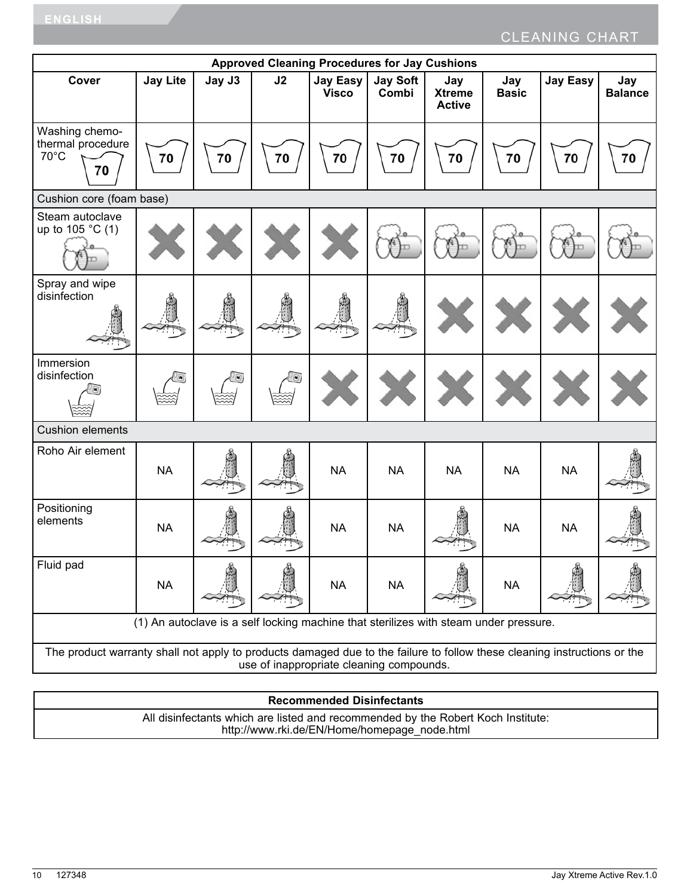## CLEANING CHART

| Approved Cleaning Procedures for Jay Cushions | | | | | | | | | |
|---|---|---|---|---|---|---|---|---|---|
| **Cover** | **Jay Lite** | **Jay J3** | **J2** | **Jay Easy Visco** | **Jay Soft Combi** | **Jay Xtreme Active** | **Jay Basic** | **Jay Easy** | **Jay Balance** |
| Washing chemo-thermal procedure 70°C (70) | 70 | 70 | 70 | 70 | 70 | 70 | 70 | 70 | 70 |
| Cushion core (foam base) | | | | | | | | | |
| Steam autoclave up to 105 °C (1) | X | X | X | X | Steam autoclave | Steam autoclave | Steam autoclave | Steam autoclave | Steam autoclave |
| Spray and wipe disinfection | Spray and wipe | Spray and wipe | Spray and wipe | Spray and wipe | Spray and wipe | X | X | X | X |
| Immersion disinfection | Immersion | Immersion | Immersion | X | X | X | X | X | X |
| Cushion elements | | | | | | | | | |
| Roho Air element | NA | Spray and wipe | Spray and wipe | NA | NA | NA | NA | NA | Spray and wipe |
| Positioning elements | NA | Spray and wipe | Spray and wipe | NA | NA | Spray and wipe | NA | NA | Spray and wipe |
| Fluid pad | NA | Spray and wipe | Spray and wipe | NA | NA | Spray and wipe | NA | Spray and wipe | Spray and wipe |
| (1) An autoclave is a self locking machine that sterilizes with steam under pressure. | | | | | | | | | |
| The product warranty shall not apply to products damaged due to the failure to follow these cleaning instructions or the use of inappropriate cleaning compounds. | | | | | | | | | |

| Recommended Disinfectants |
|---|
| All disinfectants which are listed and recommended by the Robert Koch Institute: http://www.rki.de/EN/Home/homepage_node.html |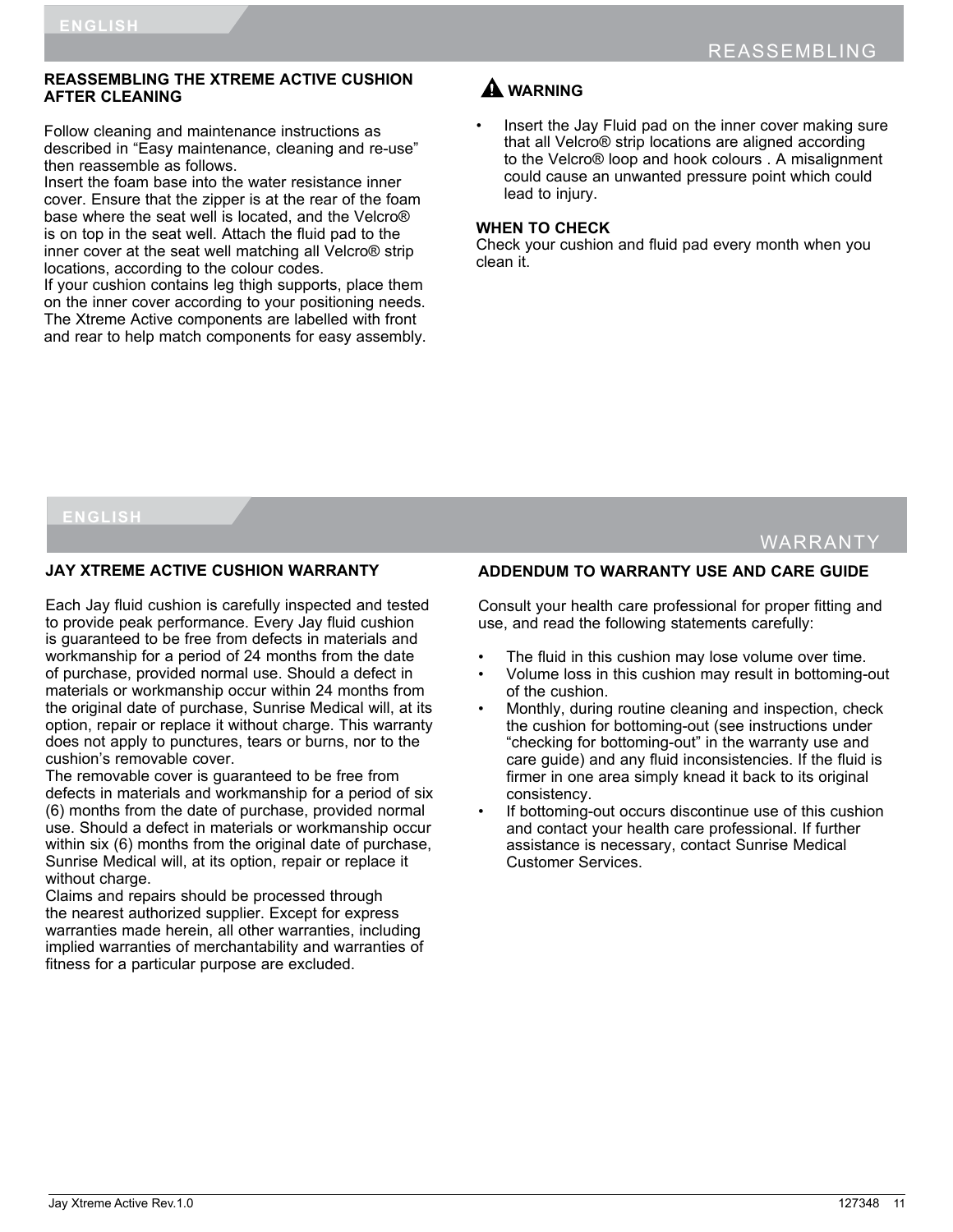## REASSEMBLING

### REASSEMBLING THE XTREME ACTIVE CUSHION AFTER CLEANING

Follow cleaning and maintenance instructions as described in “Easy maintenance, cleaning and re-use” then reassemble as follows.
Insert the foam base into the water resistance inner cover. Ensure that the zipper is at the rear of the foam base where the seat well is located, and the Velcro® is on top in the seat well. Attach the fluid pad to the inner cover at the seat well matching all Velcro® strip locations, according to the colour codes.
If your cushion contains leg thigh supports, place them on the inner cover according to your positioning needs. The Xtreme Active components are labelled with front and rear to help match components for easy assembly.

### ⚠ WARNING

- Insert the Jay Fluid pad on the inner cover making sure that all Velcro® strip locations are aligned according to the Velcro® loop and hook colours . A misalignment could cause an unwanted pressure point which could lead to injury.

**WHEN TO CHECK**
Check your cushion and fluid pad every month when you clean it.

## WARRANTY

### JAY XTREME ACTIVE CUSHION WARRANTY

Each Jay fluid cushion is carefully inspected and tested to provide peak performance. Every Jay fluid cushion is guaranteed to be free from defects in materials and workmanship for a period of 24 months from the date of purchase, provided normal use. Should a defect in materials or workmanship occur within 24 months from the original date of purchase, Sunrise Medical will, at its option, repair or replace it without charge. This warranty does not apply to punctures, tears or burns, nor to the cushion’s removable cover.
The removable cover is guaranteed to be free from defects in materials and workmanship for a period of six (6) months from the date of purchase, provided normal use. Should a defect in materials or workmanship occur within six (6) months from the original date of purchase, Sunrise Medical will, at its option, repair or replace it without charge.
Claims and repairs should be processed through the nearest authorized supplier. Except for express warranties made herein, all other warranties, including implied warranties of merchantability and warranties of fitness for a particular purpose are excluded.

### ADDENDUM TO WARRANTY USE AND CARE GUIDE

Consult your health care professional for proper fitting and use, and read the following statements carefully:

- The fluid in this cushion may lose volume over time.
- Volume loss in this cushion may result in bottoming-out of the cushion.
- Monthly, during routine cleaning and inspection, check the cushion for bottoming-out (see instructions under “checking for bottoming-out” in the warranty use and care guide) and any fluid inconsistencies. If the fluid is firmer in one area simply knead it back to its original consistency.
- If bottoming-out occurs discontinue use of this cushion and contact your health care professional. If further assistance is necessary, contact Sunrise Medical Customer Services.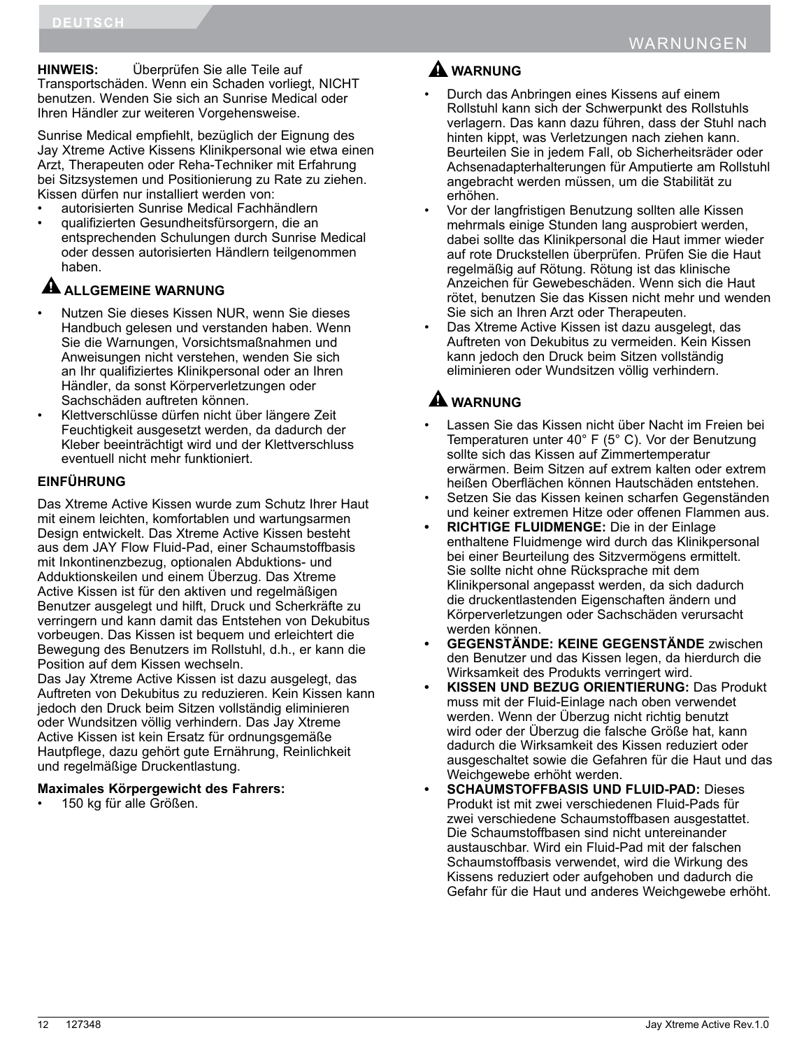**HINWEIS:** Überprüfen Sie alle Teile auf Transportschäden. Wenn ein Schaden vorliegt, NICHT benutzen. Wenden Sie sich an Sunrise Medical oder Ihren Händler zur weiteren Vorgehensweise.

Sunrise Medical empfiehlt, bezüglich der Eignung des Jay Xtreme Active Kissens Klinikpersonal wie etwa einen Arzt, Therapeuten oder Reha-Techniker mit Erfahrung bei Sitzsystemen und Positionierung zu Rate zu ziehen. Kissen dürfen nur installiert werden von:

- autorisierten Sunrise Medical Fachhändlern
- qualifizierten Gesundheitsfürsorgern, die an entsprechenden Schulungen durch Sunrise Medical oder dessen autorisierten Händlern teilgenommen haben.

### ⚠ ALLGEMEINE WARNUNG

- Nutzen Sie dieses Kissen NUR, wenn Sie dieses Handbuch gelesen und verstanden haben. Wenn Sie die Warnungen, Vorsichtsmaßnahmen und Anweisungen nicht verstehen, wenden Sie sich an Ihr qualifiziertes Klinikpersonal oder an Ihren Händler, da sonst Körperverletzungen oder Sachschäden auftreten können.
- Klettverschlüsse dürfen nicht über längere Zeit Feuchtigkeit ausgesetzt werden, da dadurch der Kleber beeinträchtigt wird und der Klettverschluss eventuell nicht mehr funktioniert.

### EINFÜHRUNG

Das Xtreme Active Kissen wurde zum Schutz Ihrer Haut mit einem leichten, komfortablen und wartungsarmen Design entwickelt. Das Xtreme Active Kissen besteht aus dem JAY Flow Fluid-Pad, einer Schaumstoffbasis mit Inkontinenzbezug, optionalen Abduktions- und Adduktionskeilen und einem Überzug. Das Xtreme Active Kissen ist für den aktiven und regelmäßigen Benutzer ausgelegt und hilft, Druck und Scherkräfte zu verringern und kann damit das Entstehen von Dekubitus vorbeugen. Das Kissen ist bequem und erleichtert die Bewegung des Benutzers im Rollstuhl, d.h., er kann die Position auf dem Kissen wechseln.
Das Jay Xtreme Active Kissen ist dazu ausgelegt, das Auftreten von Dekubitus zu reduzieren. Kein Kissen kann jedoch den Druck beim Sitzen vollständig eliminieren oder Wundsitzen völlig verhindern. Das Jay Xtreme Active Kissen ist kein Ersatz für ordnungsgemäße Hautpflege, dazu gehört gute Ernährung, Reinlichkeit und regelmäßige Druckentlastung.

**Maximales Körpergewicht des Fahrers:**

- 150 kg für alle Größen.

### ⚠ WARNUNG

- Durch das Anbringen eines Kissens auf einem Rollstuhl kann sich der Schwerpunkt des Rollstuhls verlagern. Das kann dazu führen, dass der Stuhl nach hinten kippt, was Verletzungen nach ziehen kann. Beurteilen Sie in jedem Fall, ob Sicherheitsräder oder Achsenadapterhalterungen für Amputierte am Rollstuhl angebracht werden müssen, um die Stabilität zu erhöhen.
- Vor der langfristigen Benutzung sollten alle Kissen mehrmals einige Stunden lang ausprobiert werden, dabei sollte das Klinikpersonal die Haut immer wieder auf rote Druckstellen überprüfen. Prüfen Sie die Haut regelmäßig auf Rötung. Rötung ist das klinische Anzeichen für Gewebeschäden. Wenn sich die Haut rötet, benutzen Sie das Kissen nicht mehr und wenden Sie sich an Ihren Arzt oder Therapeuten.
- Das Xtreme Active Kissen ist dazu ausgelegt, das Auftreten von Dekubitus zu vermeiden. Kein Kissen kann jedoch den Druck beim Sitzen vollständig eliminieren oder Wundsitzen völlig verhindern.

### ⚠ WARNUNG

- Lassen Sie das Kissen nicht über Nacht im Freien bei Temperaturen unter 40° F (5° C). Vor der Benutzung sollte sich das Kissen auf Zimmertemperatur erwärmen. Beim Sitzen auf extrem kalten oder extrem heißen Oberflächen können Hautschäden entstehen.
- Setzen Sie das Kissen keinen scharfen Gegenständen und keiner extremen Hitze oder offenen Flammen aus.
- **RICHTIGE FLUIDMENGE:** Die in der Einlage enthaltene Fluidmenge wird durch das Klinikpersonal bei einer Beurteilung des Sitzvermögens ermittelt. Sie sollte nicht ohne Rücksprache mit dem Klinikpersonal angepasst werden, da sich dadurch die druckentlastenden Eigenschaften ändern und Körperverletzungen oder Sachschäden verursacht werden können.
- **GEGENSTÄNDE: KEINE GEGENSTÄNDE** zwischen den Benutzer und das Kissen legen, da hierdurch die Wirksamkeit des Produkts verringert wird.
- **KISSEN UND BEZUG ORIENTIERUNG:** Das Produkt muss mit der Fluid-Einlage nach oben verwendet werden. Wenn der Überzug nicht richtig benutzt wird oder der Überzug die falsche Größe hat, kann dadurch die Wirksamkeit des Kissen reduziert oder ausgeschaltet sowie die Gefahren für die Haut und das Weichgewebe erhöht werden.
- **SCHAUMSTOFFBASIS UND FLUID-PAD:** Dieses Produkt ist mit zwei verschiedenen Fluid-Pads für zwei verschiedene Schaumstoffbasen ausgestattet. Die Schaumstoffbasen sind nicht untereinander austauschbar. Wird ein Fluid-Pad mit der falschen Schaumstoffbasis verwendet, wird die Wirkung des Kissens reduziert oder aufgehoben und dadurch die Gefahr für die Haut und anderes Weichgewebe erhöht.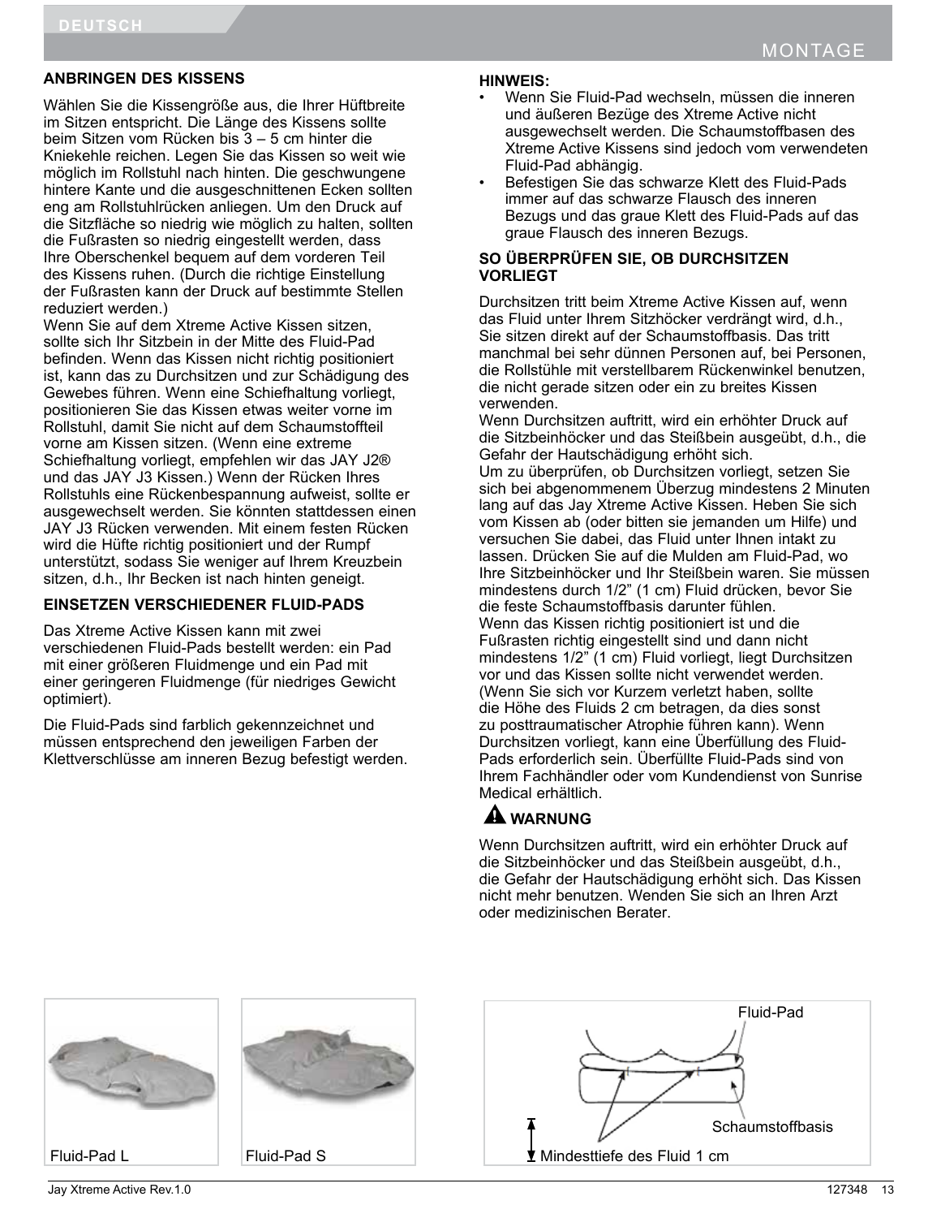## ANBRINGEN DES KISSENS

Wählen Sie die Kissengröße aus, die Ihrer Hüftbreite im Sitzen entspricht. Die Länge des Kissens sollte beim Sitzen vom Rücken bis 3 – 5 cm hinter die Kniekehle reichen. Legen Sie das Kissen so weit wie möglich im Rollstuhl nach hinten. Die geschwungene hintere Kante und die ausgeschnittenen Ecken sollten eng am Rollstuhlrücken anliegen. Um den Druck auf die Sitzfläche so niedrig wie möglich zu halten, sollten die Fußrasten so niedrig eingestellt werden, dass Ihre Oberschenkel bequem auf dem vorderen Teil des Kissens ruhen. (Durch die richtige Einstellung der Fußrasten kann der Druck auf bestimmte Stellen reduziert werden.)

Wenn Sie auf dem Xtreme Active Kissen sitzen, sollte sich Ihr Sitzbein in der Mitte des Fluid-Pad befinden. Wenn das Kissen nicht richtig positioniert ist, kann das zu Durchsitzen und zur Schädigung des Gewebes führen. Wenn eine Schiefhaltung vorliegt, positionieren Sie das Kissen etwas weiter vorne im Rollstuhl, damit Sie nicht auf dem Schaumstoffteil vorne am Kissen sitzen. (Wenn eine extreme Schiefhaltung vorliegt, empfehlen wir das JAY J2® und das JAY J3 Kissen.) Wenn der Rücken Ihres Rollstuhls eine Rückenbespannung aufweist, sollte er ausgewechselt werden. Sie könnten stattdessen einen JAY J3 Rücken verwenden. Mit einem festen Rücken wird die Hüfte richtig positioniert und der Rumpf unterstützt, sodass Sie weniger auf Ihrem Kreuzbein sitzen, d.h., Ihr Becken ist nach hinten geneigt.

## EINSETZEN VERSCHIEDENER FLUID-PADS

Das Xtreme Active Kissen kann mit zwei verschiedenen Fluid-Pads bestellt werden: ein Pad mit einer größeren Fluidmenge und ein Pad mit einer geringeren Fluidmenge (für niedriges Gewicht optimiert).

Die Fluid-Pads sind farblich gekennzeichnet und müssen entsprechend den jeweiligen Farben der Klettverschlüsse am inneren Bezug befestigt werden.

**HINWEIS:**

- Wenn Sie Fluid-Pad wechseln, müssen die inneren und äußeren Bezüge des Xtreme Active nicht ausgewechselt werden. Die Schaumstoffbasen des Xtreme Active Kissens sind jedoch vom verwendeten Fluid-Pad abhängig.
- Befestigen Sie das schwarze Klett des Fluid-Pads immer auf das schwarze Flausch des inneren Bezugs und das graue Klett des Fluid-Pads auf das graue Flausch des inneren Bezugs.

## SO ÜBERPRÜFEN SIE, OB DURCHSITZEN VORLIEGT

Durchsitzen tritt beim Xtreme Active Kissen auf, wenn das Fluid unter Ihrem Sitzhöcker verdrängt wird, d.h., Sie sitzen direkt auf der Schaumstoffbasis. Das tritt manchmal bei sehr dünnen Personen auf, bei Personen, die Rollstühle mit verstellbarem Rückenwinkel benutzen, die nicht gerade sitzen oder ein zu breites Kissen verwenden.

Wenn Durchsitzen auftritt, wird ein erhöhter Druck auf die Sitzbeinhöcker und das Steißbein ausgeübt, d.h., die Gefahr der Hautschädigung erhöht sich.

Um zu überprüfen, ob Durchsitzen vorliegt, setzen Sie sich bei abgenommenem Überzug mindestens 2 Minuten lang auf das Jay Xtreme Active Kissen. Heben Sie sich vom Kissen ab (oder bitten sie jemanden um Hilfe) und versuchen Sie dabei, das Fluid unter Ihnen intakt zu lassen. Drücken Sie auf die Mulden am Fluid-Pad, wo Ihre Sitzbeinhöcker und Ihr Steißbein waren. Sie müssen mindestens durch 1/2" (1 cm) Fluid drücken, bevor Sie die feste Schaumstoffbasis darunter fühlen.

Wenn das Kissen richtig positioniert ist und die Fußrasten richtig eingestellt sind und dann nicht mindestens 1/2" (1 cm) Fluid vorliegt, liegt Durchsitzen vor und das Kissen sollte nicht verwendet werden. (Wenn Sie sich vor Kurzem verletzt haben, sollte die Höhe des Fluids 2 cm betragen, da dies sonst zu posttraumatischer Atrophie führen kann). Wenn Durchsitzen vorliegt, kann eine Überfüllung des Fluid-Pads erforderlich sein. Überfüllte Fluid-Pads sind von Ihrem Fachhändler oder vom Kundendienst von Sunrise Medical erhältlich.

**⚠ WARNUNG**

Wenn Durchsitzen auftritt, wird ein erhöhter Druck auf die Sitzbeinhöcker und das Steißbein ausgeübt, d.h., die Gefahr der Hautschädigung erhöht sich. Das Kissen nicht mehr benutzen. Wenden Sie sich an Ihren Arzt oder medizinischen Berater.

Fluid-Pad L

Fluid-Pad S

Fluid-Pad

Schaumstoffbasis

Mindesttiefe des Fluid 1 cm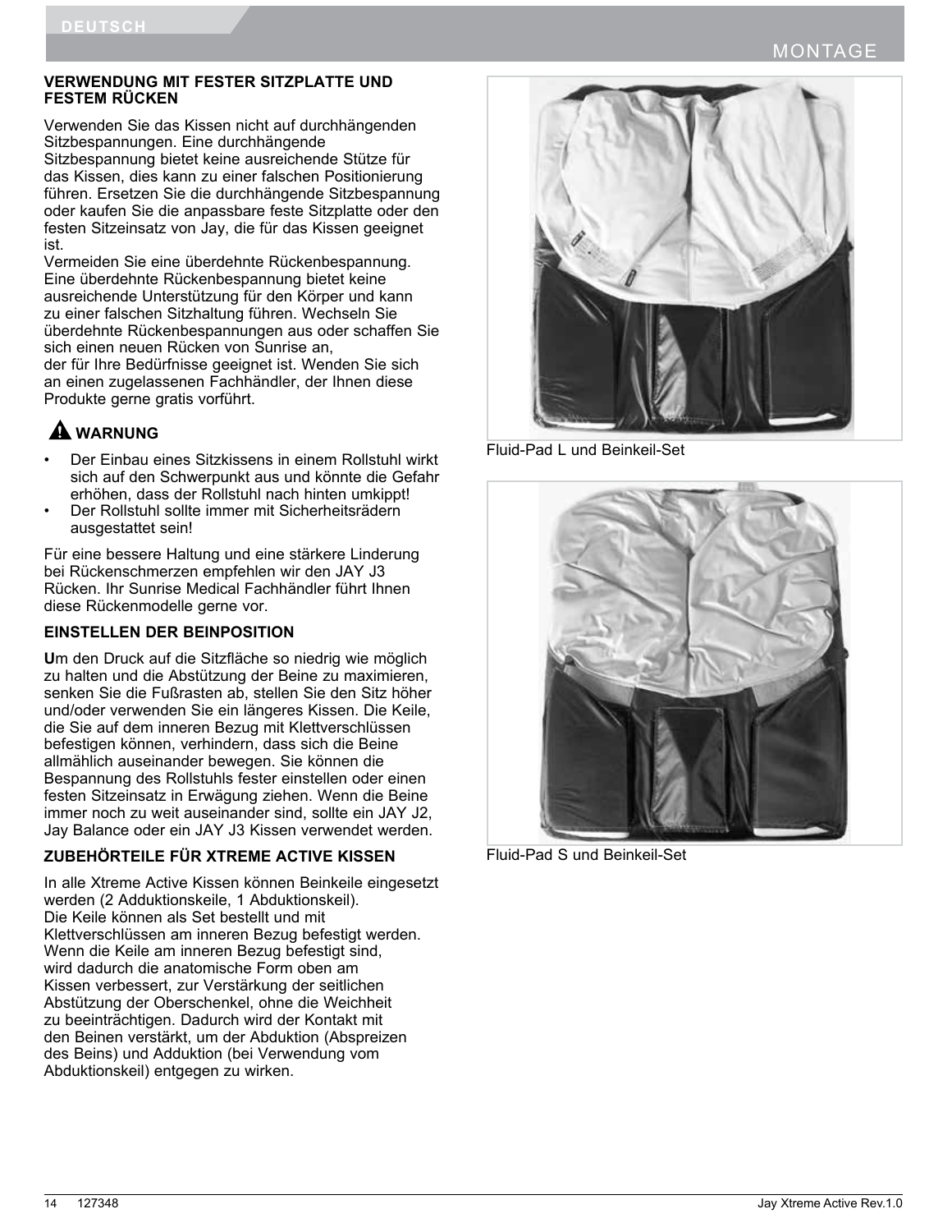## VERWENDUNG MIT FESTER SITZPLATTE UND FESTEM RÜCKEN

Verwenden Sie das Kissen nicht auf durchhängenden Sitzbespannungen. Eine durchhängende Sitzbespannung bietet keine ausreichende Stütze für das Kissen, dies kann zu einer falschen Positionierung führen. Ersetzen Sie die durchhängende Sitzbespannung oder kaufen Sie die anpassbare feste Sitzplatte oder den festen Sitzeinsatz von Jay, die für das Kissen geeignet ist.
Vermeiden Sie eine überdehnte Rückenbespannung. Eine überdehnte Rückenbespannung bietet keine ausreichende Unterstützung für den Körper und kann zu einer falschen Sitzhaltung führen. Wechseln Sie überdehnte Rückenbespannungen aus oder schaffen Sie sich einen neuen Rücken von Sunrise an, der für Ihre Bedürfnisse geeignet ist. Wenden Sie sich an einen zugelassenen Fachhändler, der Ihnen diese Produkte gerne gratis vorführt.

**⚠ WARNUNG**

- Der Einbau eines Sitzkissens in einem Rollstuhl wirkt sich auf den Schwerpunkt aus und könnte die Gefahr erhöhen, dass der Rollstuhl nach hinten umkippt!
- Der Rollstuhl sollte immer mit Sicherheitsrädern ausgestattet sein!

Für eine bessere Haltung und eine stärkere Linderung bei Rückenschmerzen empfehlen wir den JAY J3 Rücken. Ihr Sunrise Medical Fachhändler führt Ihnen diese Rückenmodelle gerne vor.

## EINSTELLEN DER BEINPOSITION

**U**m den Druck auf die Sitzfläche so niedrig wie möglich zu halten und die Abstützung der Beine zu maximieren, senken Sie die Fußrasten ab, stellen Sie den Sitz höher und/oder verwenden Sie ein längeres Kissen. Die Keile, die Sie auf dem inneren Bezug mit Klettverschlüssen befestigen können, verhindern, dass sich die Beine allmählich auseinander bewegen. Sie können die Bespannung des Rollstuhls fester einstellen oder einen festen Sitzeinsatz in Erwägung ziehen. Wenn die Beine immer noch zu weit auseinander sind, sollte ein JAY J2, Jay Balance oder ein JAY J3 Kissen verwendet werden.

## ZUBEHÖRTEILE FÜR XTREME ACTIVE KISSEN

In alle Xtreme Active Kissen können Beinkeile eingesetzt werden (2 Adduktionskeile, 1 Abduktionskeil).
Die Keile können als Set bestellt und mit Klettverschlüssen am inneren Bezug befestigt werden. Wenn die Keile am inneren Bezug befestigt sind, wird dadurch die anatomische Form oben am Kissen verbessert, zur Verstärkung der seitlichen Abstützung der Oberschenkel, ohne die Weichheit zu beeinträchtigen. Dadurch wird der Kontakt mit den Beinen verstärkt, um der Abduktion (Abspreizen des Beins) und Adduktion (bei Verwendung vom Abduktionskeil) entgegen zu wirken.

Fluid-Pad L und Beinkeil-Set

Fluid-Pad S und Beinkeil-Set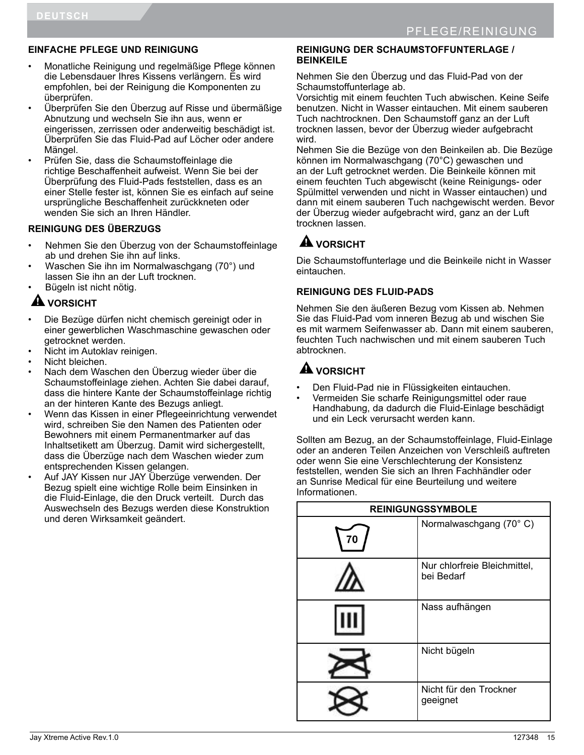## EINFACHE PFLEGE UND REINIGUNG

- Monatliche Reinigung und regelmäßige Pflege können die Lebensdauer Ihres Kissens verlängern. Es wird empfohlen, bei der Reinigung die Komponenten zu überprüfen.
- Überprüfen Sie den Überzug auf Risse und übermäßige Abnutzung und wechseln Sie ihn aus, wenn er eingerissen, zerrissen oder anderweitig beschädigt ist. Überprüfen Sie das Fluid-Pad auf Löcher oder andere Mängel.
- Prüfen Sie, dass die Schaumstoffeinlage die richtige Beschaffenheit aufweist. Wenn Sie bei der Überprüfung des Fluid-Pads feststellen, dass es an einer Stelle fester ist, können Sie es einfach auf seine ursprüngliche Beschaffenheit zurückkneten oder wenden Sie sich an Ihren Händler.

## REINIGUNG DES ÜBERZUGS

- Nehmen Sie den Überzug von der Schaumstoffeinlage ab und drehen Sie ihn auf links.
- Waschen Sie ihn im Normalwaschgang (70°) und lassen Sie ihn an der Luft trocknen.
- Bügeln ist nicht nötig.

### ⚠ VORSICHT

- Die Bezüge dürfen nicht chemisch gereinigt oder in einer gewerblichen Waschmaschine gewaschen oder getrocknet werden.
- Nicht im Autoklav reinigen.
- Nicht bleichen.
- Nach dem Waschen den Überzug wieder über die Schaumstoffeinlage ziehen. Achten Sie dabei darauf, dass die hintere Kante der Schaumstoffeinlage richtig an der hinteren Kante des Bezugs anliegt.
- Wenn das Kissen in einer Pflegeeinrichtung verwendet wird, schreiben Sie den Namen des Patienten oder Bewohners mit einem Permanentmarker auf das Inhaltsetikett am Überzug. Damit wird sichergestellt, dass die Überzüge nach dem Waschen wieder zum entsprechenden Kissen gelangen.
- Auf JAY Kissen nur JAY Überzüge verwenden. Der Bezug spielt eine wichtige Rolle beim Einsinken in die Fluid-Einlage, die den Druck verteilt. Durch das Auswechseln des Bezugs werden diese Konstruktion und deren Wirksamkeit geändert.

## REINIGUNG DER SCHAUMSTOFFUNTERLAGE / BEINKEILE

Nehmen Sie den Überzug und das Fluid-Pad von der Schaumstoffunterlage ab.
Vorsichtig mit einem feuchten Tuch abwischen. Keine Seife benutzen. Nicht in Wasser eintauchen. Mit einem sauberen Tuch nachtrocknen. Den Schaumstoff ganz an der Luft trocknen lassen, bevor der Überzug wieder aufgebracht wird.
Nehmen Sie die Bezüge von den Beinkeilen ab. Die Bezüge können im Normalwaschgang (70°C) gewaschen und an der Luft getrocknet werden. Die Beinkeile können mit einem feuchten Tuch abgewischt (keine Reinigungs- oder Spülmittel verwenden und nicht in Wasser eintauchen) und dann mit einem sauberen Tuch nachgewischt werden. Bevor der Überzug wieder aufgebracht wird, ganz an der Luft trocknen lassen.

### ⚠ VORSICHT

Die Schaumstoffunterlage und die Beinkeile nicht in Wasser eintauchen.

## REINIGUNG DES FLUID-PADS

Nehmen Sie den äußeren Bezug vom Kissen ab. Nehmen Sie das Fluid-Pad vom inneren Bezug ab und wischen Sie es mit warmem Seifenwasser ab. Dann mit einem sauberen, feuchten Tuch nachwischen und mit einem sauberen Tuch abtrocknen.

### ⚠ VORSICHT

- Den Fluid-Pad nie in Flüssigkeiten eintauchen.
- Vermeiden Sie scharfe Reinigungsmittel oder raue Handhabung, da dadurch die Fluid-Einlage beschädigt und ein Leck verursacht werden kann.

Sollten am Bezug, an der Schaumstoffeinlage, Fluid-Einlage oder an anderen Teilen Anzeichen von Verschleiß auftreten oder wenn Sie eine Verschlechterung der Konsistenz feststellen, wenden Sie sich an Ihren Fachhändler oder an Sunrise Medical für eine Beurteilung und weitere Informationen.

| REINIGUNGSSYMBOLE | |
|---|---|
| 70 | Normalwaschgang (70° C) |
| | Nur chlorfreie Bleichmittel, bei Bedarf |
| | Nass aufhängen |
| | Nicht bügeln |
| | Nicht für den Trockner geeignet |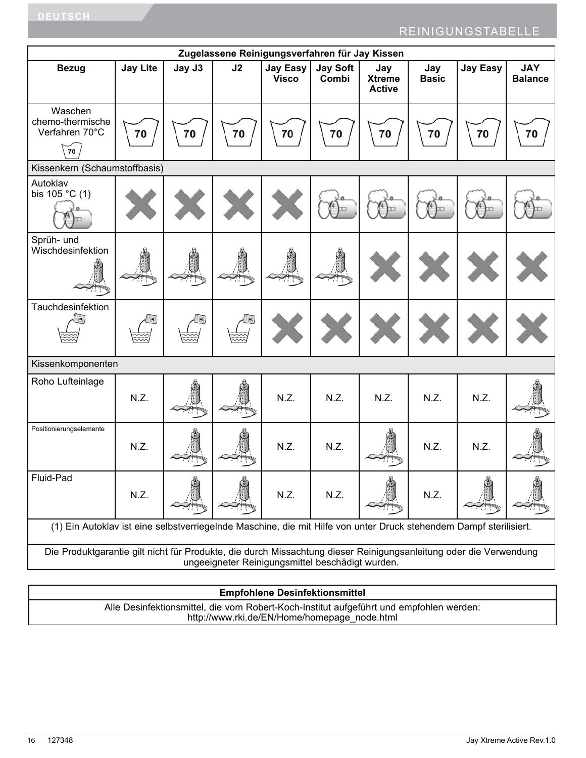# REINIGUNGSTABELLE

| Zugelassene Reinigungsverfahren für Jay Kissen | | | | | | | | | |
|---|---|---|---|---|---|---|---|---|---|
| **Bezug** | **Jay Lite** | **Jay J3** | **J2** | **Jay Easy Visco** | **Jay Soft Combi** | **Jay Xtreme Active** | **Jay Basic** | **Jay Easy** | **JAY Balance** |
| Waschen chemo-thermische Verfahren 70°C (70) | 70 | 70 | 70 | 70 | 70 | 70 | 70 | 70 | 70 |
| Kissenkern (Schaumstoffbasis) | | | | | | | | | |
| Autoklav bis 105 °C (1) | ✗ | ✗ | ✗ | ✗ | ✓ | ✓ | ✓ | ✓ | ✓ |
| Sprüh- und Wischdesinfektion | ✓ | ✓ | ✓ | ✓ | ✓ | ✗ | ✗ | ✗ | ✗ |
| Tauchdesinfektion | ✓ | ✓ | ✓ | ✗ | ✗ | ✗ | ✗ | ✗ | ✗ |
| Kissenkomponenten | | | | | | | | | |
| Roho Lufteinlage | N.Z. | ✓ | ✓ | N.Z. | N.Z. | N.Z. | N.Z. | N.Z. | ✓ |
| Positionierungselemente | N.Z. | ✓ | ✓ | N.Z. | N.Z. | ✓ | N.Z. | N.Z. | ✓ |
| Fluid-Pad | N.Z. | ✓ | ✓ | N.Z. | N.Z. | ✓ | N.Z. | ✓ | ✓ |

(1) Ein Autoklav ist eine selbstverriegelnde Maschine, die mit Hilfe von unter Druck stehendem Dampf sterilisiert.

Die Produktgarantie gilt nicht für Produkte, die durch Missachtung dieser Reinigungsanleitung oder die Verwendung ungeeigneter Reinigungsmittel beschädigt wurden.

| Empfohlene Desinfektionsmittel |
|---|
| Alle Desinfektionsmittel, die vom Robert-Koch-Institut aufgeführt und empfohlen werden: http://www.rki.de/EN/Home/homepage_node.html |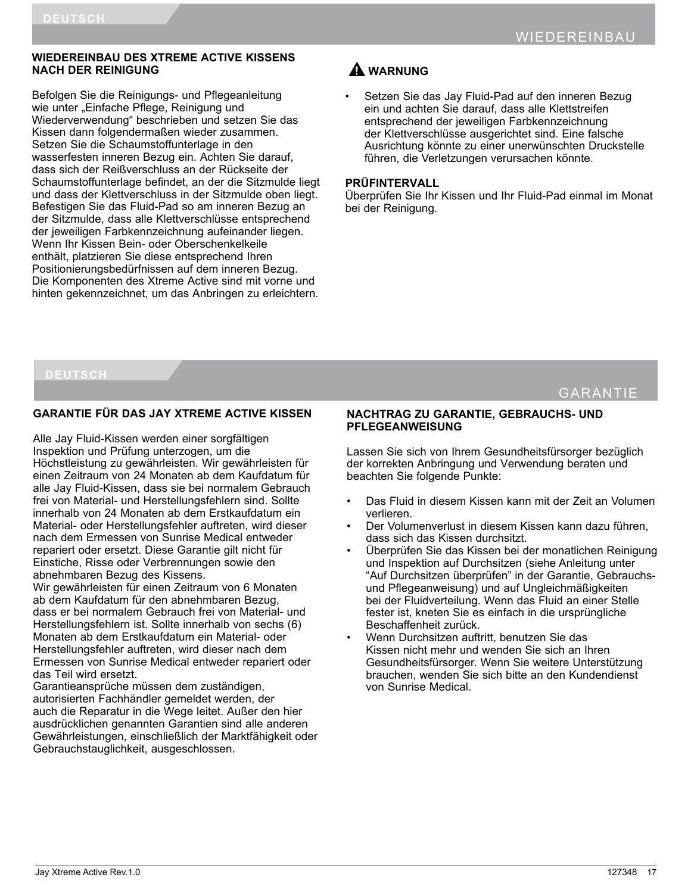# WIEDEREINBAU

## WIEDEREINBAU DES XTREME ACTIVE KISSENS NACH DER REINIGUNG

Befolgen Sie die Reinigungs- und Pflegeanleitung wie unter „Einfache Pflege, Reinigung und Wiederverwendung" beschrieben und setzen Sie das Kissen dann folgendermaßen wieder zusammen. Setzen Sie die Schaumstoffunterlage in den wasserfesten inneren Bezug ein. Achten Sie darauf, dass sich der Reißverschluss an der Rückseite der Schaumstoffunterlage befindet, an der die Sitzmulde liegt und dass der Klettverschluss in der Sitzmulde oben liegt. Befestigen Sie das Fluid-Pad so am inneren Bezug an der Sitzmulde, dass alle Klettverschlüsse entsprechend der jeweiligen Farbkennzeichnung aufeinander liegen. Wenn Ihr Kissen Bein- oder Oberschenkelkeile enthält, platzieren Sie diese entsprechend Ihren Positionierungsbedürfnissen auf dem inneren Bezug. Die Komponenten des Xtreme Active sind mit vorne und hinten gekennzeichnet, um das Anbringen zu erleichtern.

### ⚠ WARNUNG

- Setzen Sie das Jay Fluid-Pad auf den inneren Bezug ein und achten Sie darauf, dass alle Klettstreifen entsprechend der jeweiligen Farbkennzeichnung der Klettverschlüsse ausgerichtet sind. Eine falsche Ausrichtung könnte zu einer unerwünschten Druckstelle führen, die Verletzungen verursachen könnte.

**PRÜFINTERVALL**
Überprüfen Sie Ihr Kissen und Ihr Fluid-Pad einmal im Monat bei der Reinigung.

# GARANTIE

## GARANTIE FÜR DAS JAY XTREME ACTIVE KISSEN

Alle Jay Fluid-Kissen werden einer sorgfältigen Inspektion und Prüfung unterzogen, um die Höchstleistung zu gewährleisten. Wir gewährleisten für einen Zeitraum von 24 Monaten ab dem Kaufdatum für alle Jay Fluid-Kissen, dass sie bei normalem Gebrauch frei von Material- und Herstellungsfehlern sind. Sollte innerhalb von 24 Monaten ab dem Erstkaufdatum ein Material- oder Herstellungsfehler auftreten, wird dieser nach dem Ermessen von Sunrise Medical entweder repariert oder ersetzt. Diese Garantie gilt nicht für Einstiche, Risse oder Verbrennungen sowie den abnehmbaren Bezug des Kissens.
Wir gewährleisten für einen Zeitraum von 6 Monaten ab dem Kaufdatum für den abnehmbaren Bezug, dass er bei normalem Gebrauch frei von Material- und Herstellungsfehlern ist. Sollte innerhalb von sechs (6) Monaten ab dem Erstkaufdatum ein Material- oder Herstellungsfehler auftreten, wird dieser nach dem Ermessen von Sunrise Medical entweder repariert oder das Teil wird ersetzt.
Garantieansprüche müssen dem zuständigen, autorisierten Fachhändler gemeldet werden, der auch die Reparatur in die Wege leitet. Außer den hier ausdrücklichen genannten Garantien sind alle anderen Gewährleistungen, einschließlich der Marktfähigkeit oder Gebrauchstauglichkeit, ausgeschlossen.

## NACHTRAG ZU GARANTIE, GEBRAUCHS- UND PFLEGEANWEISUNG

Lassen Sie sich von Ihrem Gesundheitsfürsorger bezüglich der korrekten Anbringung und Verwendung beraten und beachten Sie folgende Punkte:

- Das Fluid in diesem Kissen kann mit der Zeit an Volumen verlieren.
- Der Volumenverlust in diesem Kissen kann dazu führen, dass sich das Kissen durchsitzt.
- Überprüfen Sie das Kissen bei der monatlichen Reinigung und Inspektion auf Durchsitzen (siehe Anleitung unter "Auf Durchsitzen überprüfen" in der Garantie, Gebrauchs- und Pflegeanweisung) und auf Ungleichmäßigkeiten bei der Fluidverteilung. Wenn das Fluid an einer Stelle fester ist, kneten Sie es einfach in die ursprüngliche Beschaffenheit zurück.
- Wenn Durchsitzen auftritt, benutzen Sie das Kissen nicht mehr und wenden Sie sich an Ihren Gesundheitsfürsorger. Wenn Sie weitere Unterstützung brauchen, wenden Sie sich bitte an den Kundendienst von Sunrise Medical.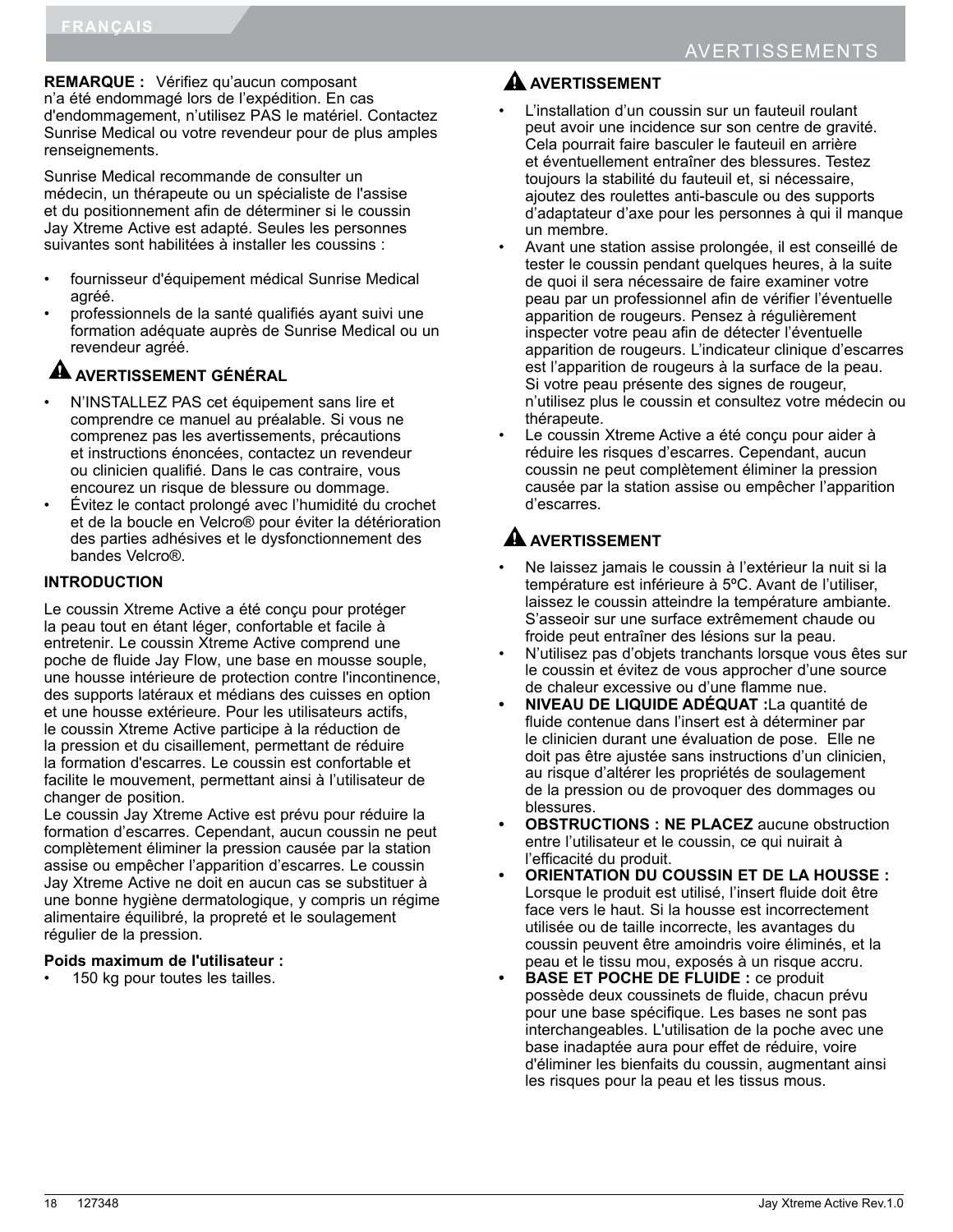**REMARQUE :** Vérifiez qu'aucun composant n'a été endommagé lors de l'expédition. En cas d'endommagement, n'utilisez PAS le matériel. Contactez Sunrise Medical ou votre revendeur pour de plus amples renseignements.

Sunrise Medical recommande de consulter un médecin, un thérapeute ou un spécialiste de l'assise et du positionnement afin de déterminer si le coussin Jay Xtreme Active est adapté. Seules les personnes suivantes sont habilitées à installer les coussins :

- fournisseur d'équipement médical Sunrise Medical agréé.
- professionnels de la santé qualifiés ayant suivi une formation adéquate auprès de Sunrise Medical ou un revendeur agréé.

### ⚠ AVERTISSEMENT GÉNÉRAL

- N'INSTALLEZ PAS cet équipement sans lire et comprendre ce manuel au préalable. Si vous ne comprenez pas les avertissements, précautions et instructions énoncées, contactez un revendeur ou clinicien qualifié. Dans le cas contraire, vous encourez un risque de blessure ou dommage.
- Évitez le contact prolongé avec l'humidité du crochet et de la boucle en Velcro® pour éviter la détérioration des parties adhésives et le dysfonctionnement des bandes Velcro®.

### INTRODUCTION

Le coussin Xtreme Active a été conçu pour protéger la peau tout en étant léger, confortable et facile à entretenir. Le coussin Xtreme Active comprend une poche de fluide Jay Flow, une base en mousse souple, une housse intérieure de protection contre l'incontinence, des supports latéraux et médians des cuisses en option et une housse extérieure. Pour les utilisateurs actifs, le coussin Xtreme Active participe à la réduction de la pression et du cisaillement, permettant de réduire la formation d'escarres. Le coussin est confortable et facilite le mouvement, permettant ainsi à l'utilisateur de changer de position.
Le coussin Jay Xtreme Active est prévu pour réduire la formation d'escarres. Cependant, aucun coussin ne peut complètement éliminer la pression causée par la station assise ou empêcher l'apparition d'escarres. Le coussin Jay Xtreme Active ne doit en aucun cas se substituer à une bonne hygiène dermatologique, y compris un régime alimentaire équilibré, la propreté et le soulagement régulier de la pression.

**Poids maximum de l'utilisateur :**

- 150 kg pour toutes les tailles.

### ⚠ AVERTISSEMENT

- L'installation d'un coussin sur un fauteuil roulant peut avoir une incidence sur son centre de gravité. Cela pourrait faire basculer le fauteuil en arrière et éventuellement entraîner des blessures. Testez toujours la stabilité du fauteuil et, si nécessaire, ajoutez des roulettes anti-bascule ou des supports d'adaptateur d'axe pour les personnes à qui il manque un membre.
- Avant une station assise prolongée, il est conseillé de tester le coussin pendant quelques heures, à la suite de quoi il sera nécessaire de faire examiner votre peau par un professionnel afin de vérifier l'éventuelle apparition de rougeurs. Pensez à régulièrement inspecter votre peau afin de détecter l'éventuelle apparition de rougeurs. L'indicateur clinique d'escarres est l'apparition de rougeurs à la surface de la peau. Si votre peau présente des signes de rougeur, n'utilisez plus le coussin et consultez votre médecin ou thérapeute.
- Le coussin Xtreme Active a été conçu pour aider à réduire les risques d'escarres. Cependant, aucun coussin ne peut complètement éliminer la pression causée par la station assise ou empêcher l'apparition d'escarres.

### ⚠ AVERTISSEMENT

- Ne laissez jamais le coussin à l'extérieur la nuit si la température est inférieure à 5ºC. Avant de l'utiliser, laissez le coussin atteindre la température ambiante. S'asseoir sur une surface extrêmement chaude ou froide peut entraîner des lésions sur la peau.
- N'utilisez pas d'objets tranchants lorsque vous êtes sur le coussin et évitez de vous approcher d'une source de chaleur excessive ou d'une flamme nue.
- **NIVEAU DE LIQUIDE ADÉQUAT :**La quantité de fluide contenue dans l'insert est à déterminer par le clinicien durant une évaluation de pose. Elle ne doit pas être ajustée sans instructions d'un clinicien, au risque d'altérer les propriétés de soulagement de la pression ou de provoquer des dommages ou blessures.
- **OBSTRUCTIONS : NE PLACEZ** aucune obstruction entre l'utilisateur et le coussin, ce qui nuirait à l'efficacité du produit.
- **ORIENTATION DU COUSSIN ET DE LA HOUSSE :** Lorsque le produit est utilisé, l'insert fluide doit être face vers le haut. Si la housse est incorrectement utilisée ou de taille incorrecte, les avantages du coussin peuvent être amoindris voire éliminés, et la peau et le tissu mou, exposés à un risque accru.
- **BASE ET POCHE DE FLUIDE :** ce produit possède deux coussinets de fluide, chacun prévu pour une base spécifique. Les bases ne sont pas interchangeables. L'utilisation de la poche avec une base inadaptée aura pour effet de réduire, voire d'éliminer les bienfaits du coussin, augmentant ainsi les risques pour la peau et les tissus mous.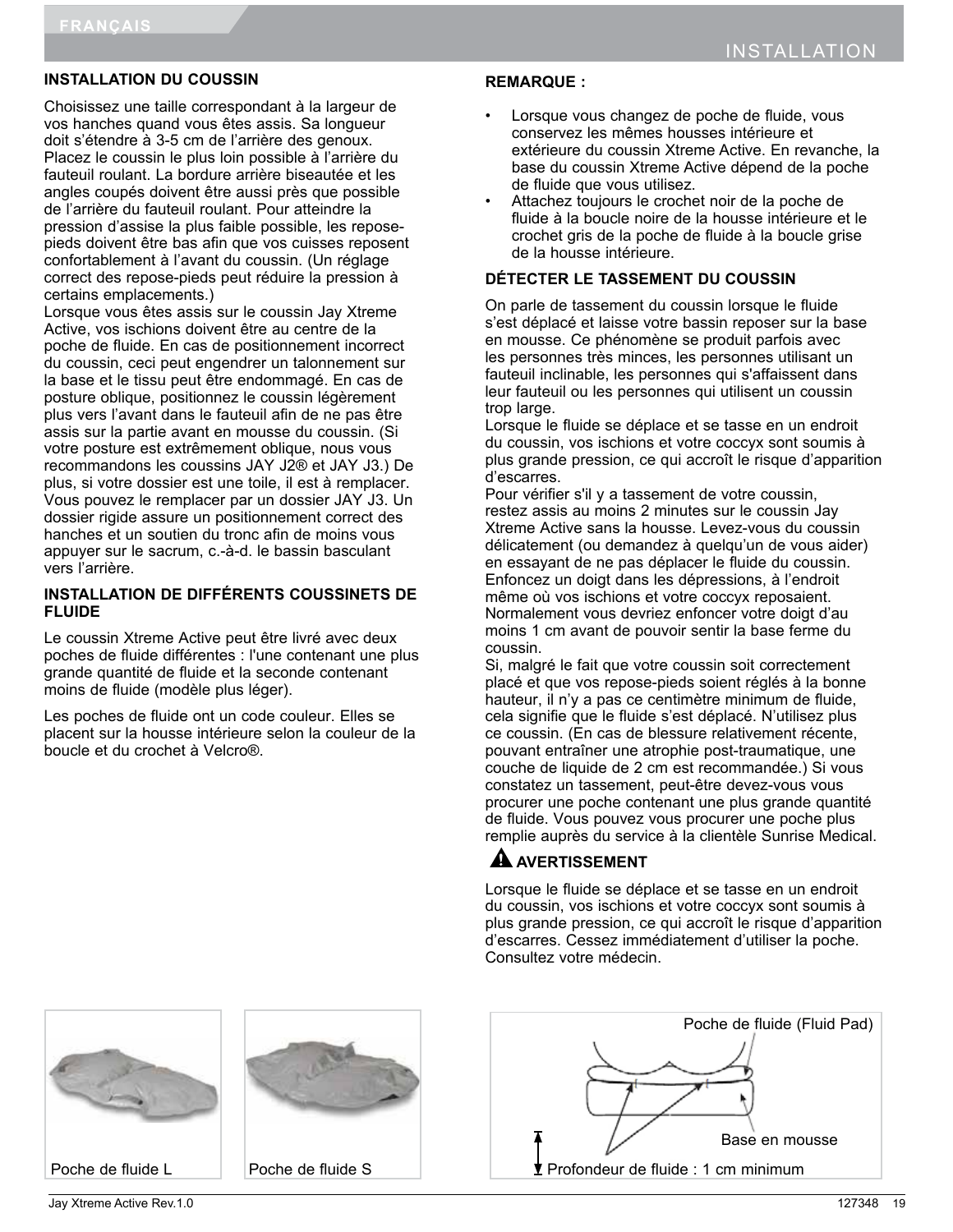## INSTALLATION DU COUSSIN

Choisissez une taille correspondant à la largeur de vos hanches quand vous êtes assis. Sa longueur doit s'étendre à 3-5 cm de l'arrière des genoux. Placez le coussin le plus loin possible à l'arrière du fauteuil roulant. La bordure arrière biseautée et les angles coupés doivent être aussi près que possible de l'arrière du fauteuil roulant. Pour atteindre la pression d'assise la plus faible possible, les repose-pieds doivent être bas afin que vos cuisses reposent confortablement à l'avant du coussin. (Un réglage correct des repose-pieds peut réduire la pression à certains emplacements.)
Lorsque vous êtes assis sur le coussin Jay Xtreme Active, vos ischions doivent être au centre de la poche de fluide. En cas de positionnement incorrect du coussin, ceci peut engendrer un talonnement sur la base et le tissu peut être endommagé. En cas de posture oblique, positionnez le coussin légèrement plus vers l'avant dans le fauteuil afin de ne pas être assis sur la partie avant en mousse du coussin. (Si votre posture est extrêmement oblique, nous vous recommandons les coussins JAY J2® et JAY J3.) De plus, si votre dossier est une toile, il est à remplacer. Vous pouvez le remplacer par un dossier JAY J3. Un dossier rigide assure un positionnement correct des hanches et un soutien du tronc afin de moins vous appuyer sur le sacrum, c.-à-d. le bassin basculant vers l'arrière.

## INSTALLATION DE DIFFÉRENTS COUSSINETS DE FLUIDE

Le coussin Xtreme Active peut être livré avec deux poches de fluide différentes : l'une contenant une plus grande quantité de fluide et la seconde contenant moins de fluide (modèle plus léger).

Les poches de fluide ont un code couleur. Elles se placent sur la housse intérieure selon la couleur de la boucle et du crochet à Velcro®.

Poche de fluide L

Poche de fluide S

**REMARQUE :**

- Lorsque vous changez de poche de fluide, vous conservez les mêmes housses intérieure et extérieure du coussin Xtreme Active. En revanche, la base du coussin Xtreme Active dépend de la poche de fluide que vous utilisez.
- Attachez toujours le crochet noir de la poche de fluide à la boucle noire de la housse intérieure et le crochet gris de la poche de fluide à la boucle grise de la housse intérieure.

## DÉTECTER LE TASSEMENT DU COUSSIN

On parle de tassement du coussin lorsque le fluide s'est déplacé et laisse votre bassin reposer sur la base en mousse. Ce phénomène se produit parfois avec les personnes très minces, les personnes utilisant un fauteuil inclinable, les personnes qui s'affaissent dans leur fauteuil ou les personnes qui utilisent un coussin trop large.
Lorsque le fluide se déplace et se tasse en un endroit du coussin, vos ischions et votre coccyx sont soumis à plus grande pression, ce qui accroît le risque d'apparition d'escarres.
Pour vérifier s'il y a tassement de votre coussin, restez assis au moins 2 minutes sur le coussin Jay Xtreme Active sans la housse. Levez-vous du coussin délicatement (ou demandez à quelqu'un de vous aider) en essayant de ne pas déplacer le fluide du coussin. Enfoncez un doigt dans les dépressions, à l'endroit même où vos ischions et votre coccyx reposaient. Normalement vous devriez enfoncer votre doigt d'au moins 1 cm avant de pouvoir sentir la base ferme du coussin.
Si, malgré le fait que votre coussin soit correctement placé et que vos repose-pieds soient réglés à la bonne hauteur, il n'y a pas ce centimètre minimum de fluide, cela signifie que le fluide s'est déplacé. N'utilisez plus ce coussin. (En cas de blessure relativement récente, pouvant entraîner une atrophie post-traumatique, une couche de liquide de 2 cm est recommandée.) Si vous constatez un tassement, peut-être devez-vous vous procurer une poche contenant une plus grande quantité de fluide. Vous pouvez vous procurer une poche plus remplie auprès du service à la clientèle Sunrise Medical.

**⚠ AVERTISSEMENT**

Lorsque le fluide se déplace et se tasse en un endroit du coussin, vos ischions et votre coccyx sont soumis à plus grande pression, ce qui accroît le risque d'apparition d'escarres. Cessez immédiatement d'utiliser la poche. Consultez votre médecin.

Poche de fluide (Fluid Pad)

Base en mousse

Profondeur de fluide : 1 cm minimum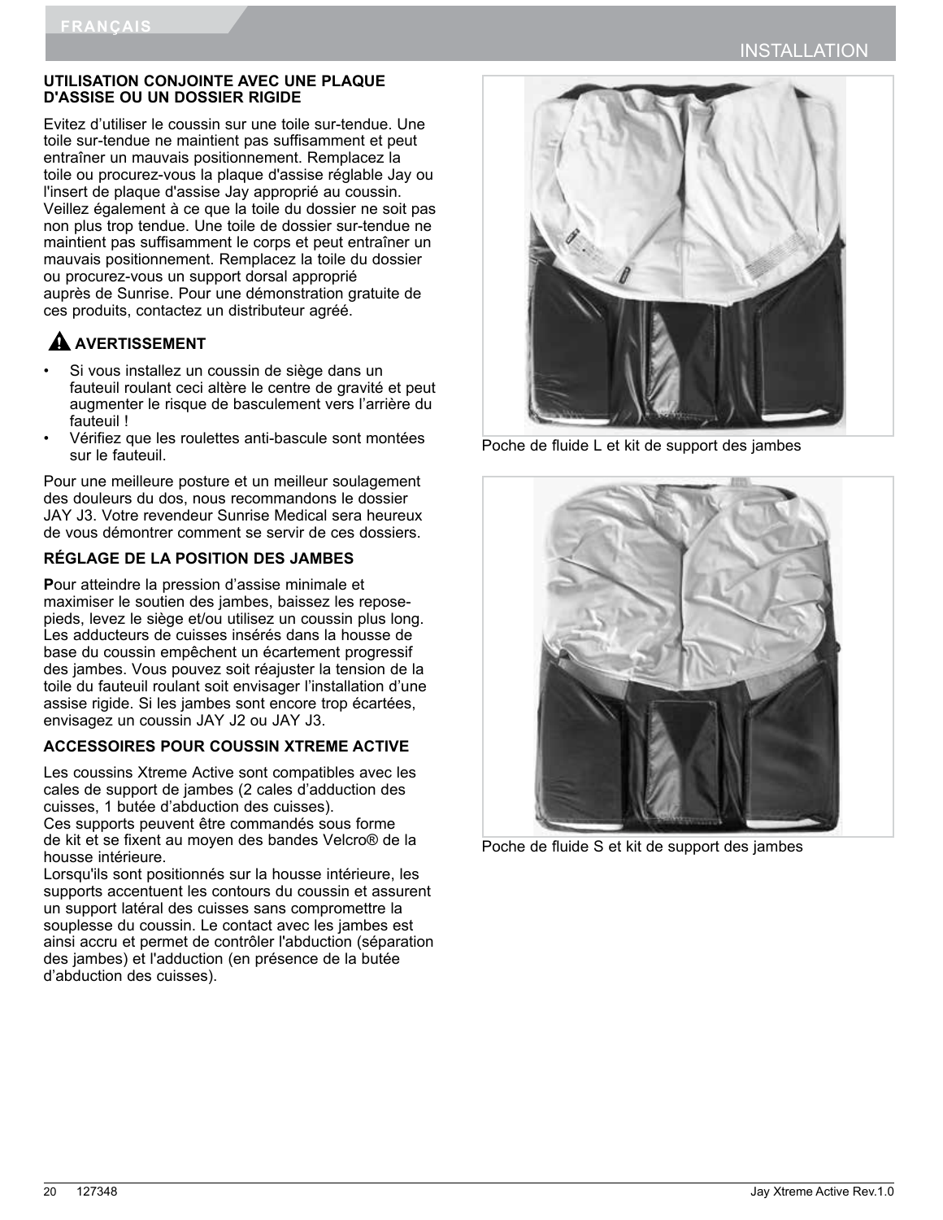## UTILISATION CONJOINTE AVEC UNE PLAQUE D'ASSISE OU UN DOSSIER RIGIDE

Evitez d'utiliser le coussin sur une toile sur-tendue. Une toile sur-tendue ne maintient pas suffisamment et peut entraîner un mauvais positionnement. Remplacez la toile ou procurez-vous la plaque d'assise réglable Jay ou l'insert de plaque d'assise Jay approprié au coussin. Veillez également à ce que la toile du dossier ne soit pas non plus trop tendue. Une toile de dossier sur-tendue ne maintient pas suffisamment le corps et peut entraîner un mauvais positionnement. Remplacez la toile du dossier ou procurez-vous un support dorsal approprié auprès de Sunrise. Pour une démonstration gratuite de ces produits, contactez un distributeur agréé.

### ⚠ AVERTISSEMENT

- Si vous installez un coussin de siège dans un fauteuil roulant ceci altère le centre de gravité et peut augmenter le risque de basculement vers l'arrière du fauteuil !
- Vérifiez que les roulettes anti-bascule sont montées sur le fauteuil.

Pour une meilleure posture et un meilleur soulagement des douleurs du dos, nous recommandons le dossier JAY J3. Votre revendeur Sunrise Medical sera heureux de vous démontrer comment se servir de ces dossiers.

## RÉGLAGE DE LA POSITION DES JAMBES

**P**our atteindre la pression d'assise minimale et maximiser le soutien des jambes, baissez les repose-pieds, levez le siège et/ou utilisez un coussin plus long. Les adducteurs de cuisses insérés dans la housse de base du coussin empêchent un écartement progressif des jambes. Vous pouvez soit réajuster la tension de la toile du fauteuil roulant soit envisager l'installation d'une assise rigide. Si les jambes sont encore trop écartées, envisagez un coussin JAY J2 ou JAY J3.

## ACCESSOIRES POUR COUSSIN XTREME ACTIVE

Les coussins Xtreme Active sont compatibles avec les cales de support de jambes (2 cales d'adduction des cuisses, 1 butée d'abduction des cuisses).
Ces supports peuvent être commandés sous forme de kit et se fixent au moyen des bandes Velcro® de la housse intérieure.
Lorsqu'ils sont positionnés sur la housse intérieure, les supports accentuent les contours du coussin et assurent un support latéral des cuisses sans compromettre la souplesse du coussin. Le contact avec les jambes est ainsi accru et permet de contrôler l'abduction (séparation des jambes) et l'adduction (en présence de la butée d'abduction des cuisses).

Poche de fluide L et kit de support des jambes

Poche de fluide S et kit de support des jambes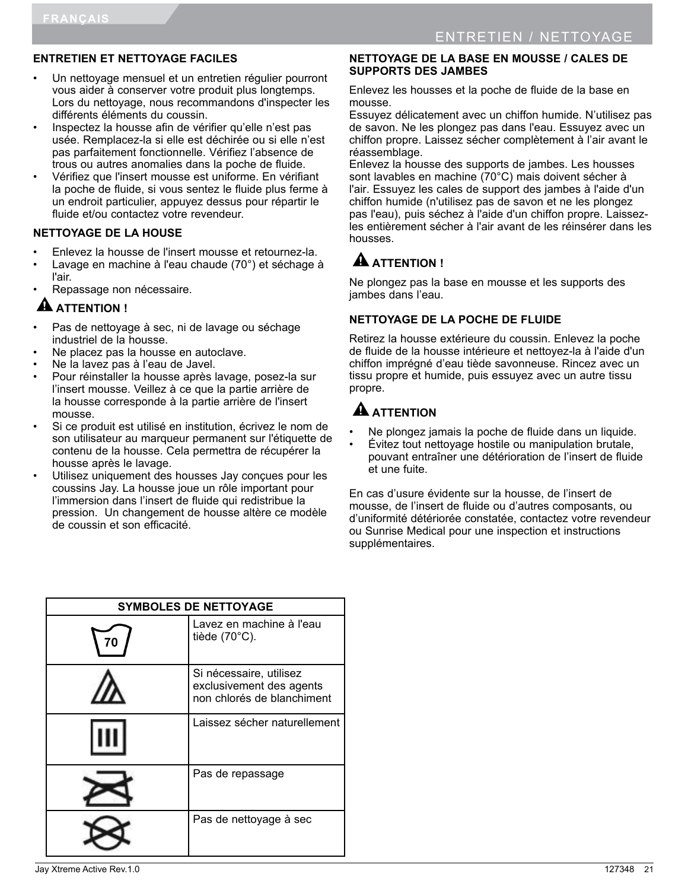## ENTRETIEN / NETTOYAGE

### ENTRETIEN ET NETTOYAGE FACILES

- Un nettoyage mensuel et un entretien régulier pourront vous aider à conserver votre produit plus longtemps. Lors du nettoyage, nous recommandons d'inspecter les différents éléments du coussin.
- Inspectez la housse afin de vérifier qu'elle n'est pas usée. Remplacez-la si elle est déchirée ou si elle n'est pas parfaitement fonctionnelle. Vérifiez l'absence de trous ou autres anomalies dans la poche de fluide.
- Vérifiez que l'insert mousse est uniforme. En vérifiant la poche de fluide, si vous sentez le fluide plus ferme à un endroit particulier, appuyez dessus pour répartir le fluide et/ou contactez votre revendeur.

### NETTOYAGE DE LA HOUSE

- Enlevez la housse de l'insert mousse et retournez-la.
- Lavage en machine à l'eau chaude (70°) et séchage à l'air.
- Repassage non nécessaire.

**⚠ ATTENTION !**

- Pas de nettoyage à sec, ni de lavage ou séchage industriel de la housse.
- Ne placez pas la housse en autoclave.
- Ne la lavez pas à l'eau de Javel.
- Pour réinstaller la housse après lavage, posez-la sur l'insert mousse. Veillez à ce que la partie arrière de la housse corresponde à la partie arrière de l'insert mousse.
- Si ce produit est utilisé en institution, écrivez le nom de son utilisateur au marqueur permanent sur l'étiquette de contenu de la housse. Cela permettra de récupérer la housse après le lavage.
- Utilisez uniquement des housses Jay conçues pour les coussins Jay. La housse joue un rôle important pour l'immersion dans l'insert de fluide qui redistribue la pression. Un changement de housse altère ce modèle de coussin et son efficacité.

### NETTOYAGE DE LA BASE EN MOUSSE / CALES DE SUPPORTS DES JAMBES

Enlevez les housses et la poche de fluide de la base en mousse.
Essuyez délicatement avec un chiffon humide. N'utilisez pas de savon. Ne les plongez pas dans l'eau. Essuyez avec un chiffon propre. Laissez sécher complètement à l'air avant le réassemblage.
Enlevez la housse des supports de jambes. Les housses sont lavables en machine (70°C) mais doivent sécher à l'air. Essuyez les cales de support des jambes à l'aide d'un chiffon humide (n'utilisez pas de savon et ne les plongez pas l'eau), puis séchez à l'aide d'un chiffon propre. Laissez-les entièrement sécher à l'air avant de les réinsérer dans les housses.

**⚠ ATTENTION !**

Ne plongez pas la base en mousse et les supports des jambes dans l'eau.

### NETTOYAGE DE LA POCHE DE FLUIDE

Retirez la housse extérieure du coussin. Enlevez la poche de fluide de la housse intérieure et nettoyez-la à l'aide d'un chiffon imprégné d'eau tiède savonneuse. Rincez avec un tissu propre et humide, puis essuyez avec un autre tissu propre.

**⚠ ATTENTION**

- Ne plongez jamais la poche de fluide dans un liquide.
- Évitez tout nettoyage hostile ou manipulation brutale, pouvant entraîner une détérioration de l'insert de fluide et une fuite.

En cas d'usure évidente sur la housse, de l'insert de mousse, de l'insert de fluide ou d'autres composants, ou d'uniformité détériorée constatée, contactez votre revendeur ou Sunrise Medical pour une inspection et instructions supplémentaires.

| SYMBOLES DE NETTOYAGE | |
|---|---|
| 70 | Lavez en machine à l'eau tiède (70°C). |
| | Si nécessaire, utilisez exclusivement des agents non chlorés de blanchiment |
| | Laissez sécher naturellement |
| | Pas de repassage |
| | Pas de nettoyage à sec |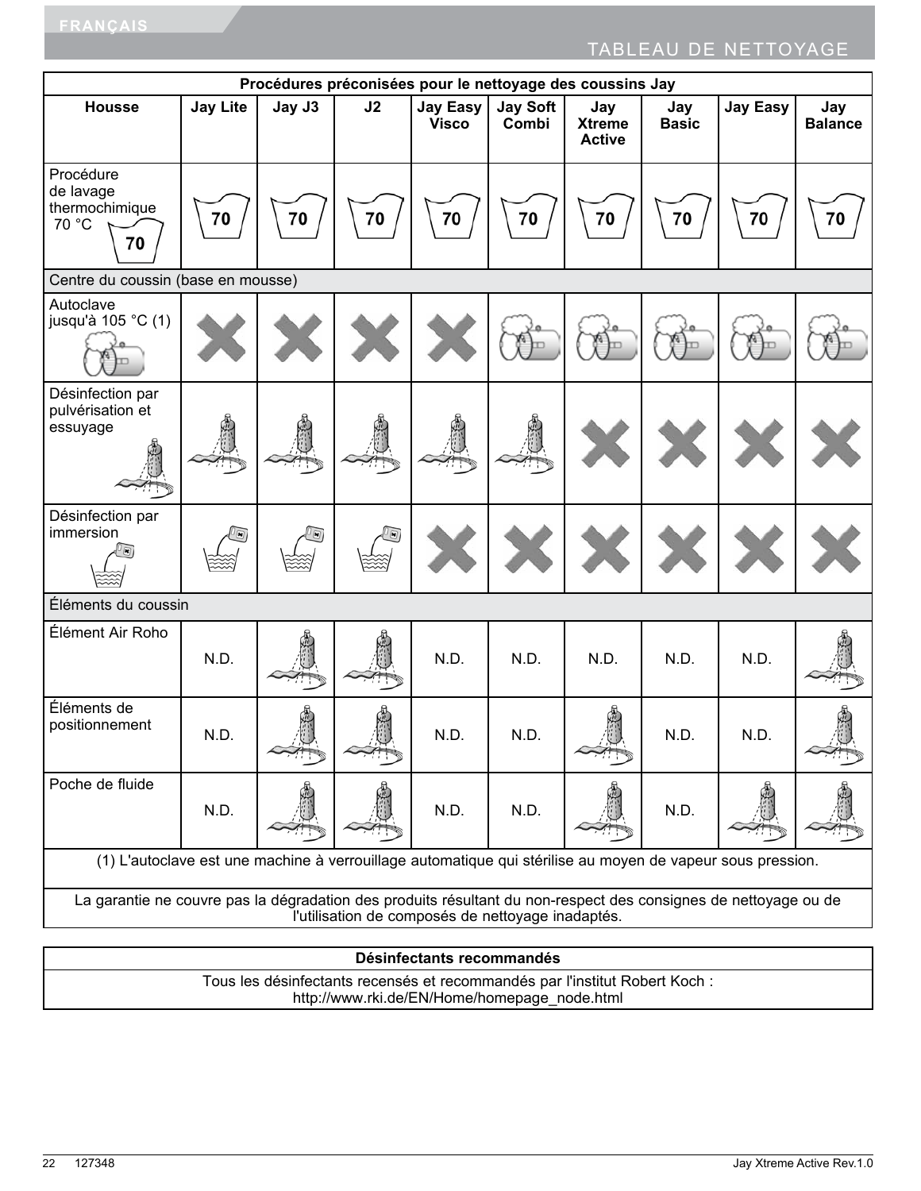# TABLEAU DE NETTOYAGE

| Procédures préconisées pour le nettoyage des coussins Jay | | | | | | | | | |
|---|---|---|---|---|---|---|---|---|---|
| **Housse** | **Jay Lite** | **Jay J3** | **J2** | **Jay Easy Visco** | **Jay Soft Combi** | **Jay Xtreme Active** | **Jay Basic** | **Jay Easy** | **Jay Balance** |
| Procédure de lavage thermochimique 70 °C (70) | 70 | 70 | 70 | 70 | 70 | 70 | 70 | 70 | 70 |
| Centre du coussin (base en mousse) | | | | | | | | | |
| Autoclave jusqu'à 105 °C (1) | X | X | X | X | ✓ | ✓ | ✓ | ✓ | ✓ |
| Désinfection par pulvérisation et essuyage | ✓ | ✓ | ✓ | ✓ | ✓ | X | X | X | X |
| Désinfection par immersion | ✓ | ✓ | ✓ | X | X | X | X | X | X |
| Éléments du coussin | | | | | | | | | |
| Élément Air Roho | N.D. | ✓ | ✓ | N.D. | N.D. | N.D. | N.D. | N.D. | ✓ |
| Éléments de positionnement | N.D. | ✓ | ✓ | N.D. | N.D. | ✓ | N.D. | N.D. | ✓ |
| Poche de fluide | N.D. | ✓ | ✓ | N.D. | N.D. | ✓ | N.D. | ✓ | ✓ |

(1) L'autoclave est une machine à verrouillage automatique qui stérilise au moyen de vapeur sous pression.

La garantie ne couvre pas la dégradation des produits résultant du non-respect des consignes de nettoyage ou de l'utilisation de composés de nettoyage inadaptés.

| Désinfectants recommandés |
|---|
| Tous les désinfectants recensés et recommandés par l'institut Robert Koch : http://www.rki.de/EN/Home/homepage_node.html |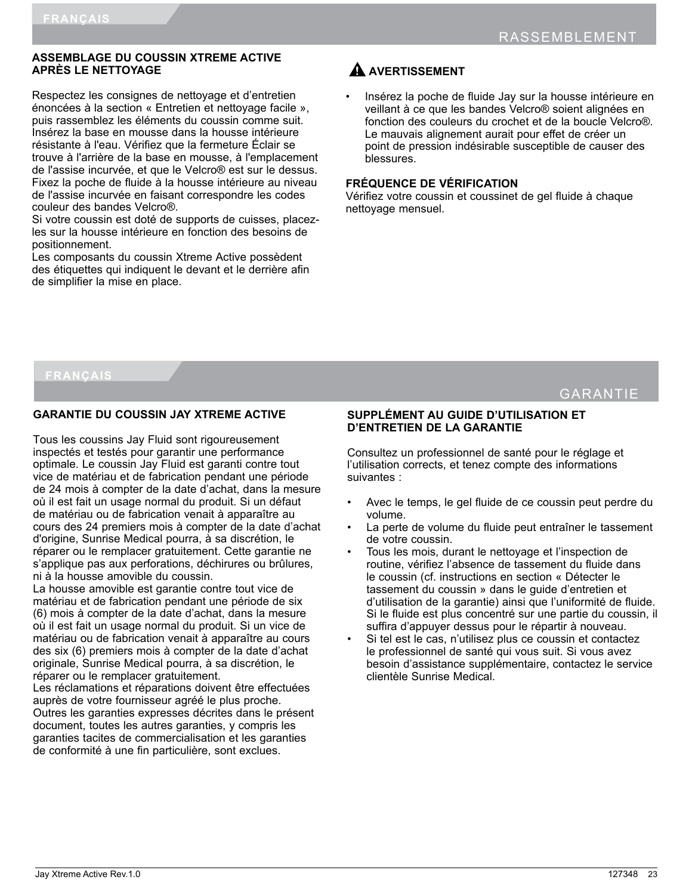## RASSEMBLEMENT

### ASSEMBLAGE DU COUSSIN XTREME ACTIVE APRÈS LE NETTOYAGE

Respectez les consignes de nettoyage et d'entretien énoncées à la section « Entretien et nettoyage facile », puis rassemblez les éléments du coussin comme suit. Insérez la base en mousse dans la housse intérieure résistante à l'eau. Vérifiez que la fermeture Éclair se trouve à l'arrière de la base en mousse, à l'emplacement de l'assise incurvée, et que le Velcro® est sur le dessus. Fixez la poche de fluide à la housse intérieure au niveau de l'assise incurvée en faisant correspondre les codes couleur des bandes Velcro®.
Si votre coussin est doté de supports de cuisses, placez-les sur la housse intérieure en fonction des besoins de positionnement.
Les composants du coussin Xtreme Active possèdent des étiquettes qui indiquent le devant et le derrière afin de simplifier la mise en place.

### ⚠ AVERTISSEMENT

- Insérez la poche de fluide Jay sur la housse intérieure en veillant à ce que les bandes Velcro® soient alignées en fonction des couleurs du crochet et de la boucle Velcro®. Le mauvais alignement aurait pour effet de créer un point de pression indésirable susceptible de causer des blessures.

### FRÉQUENCE DE VÉRIFICATION

Vérifiez votre coussin et coussinet de gel fluide à chaque nettoyage mensuel.

## GARANTIE

### GARANTIE DU COUSSIN JAY XTREME ACTIVE

Tous les coussins Jay Fluid sont rigoureusement inspectés et testés pour garantir une performance optimale. Le coussin Jay Fluid est garanti contre tout vice de matériau et de fabrication pendant une période de 24 mois à compter de la date d'achat, dans la mesure où il est fait un usage normal du produit. Si un défaut de matériau ou de fabrication venait à apparaître au cours des 24 premiers mois à compter de la date d'achat d'origine, Sunrise Medical pourra, à sa discrétion, le réparer ou le remplacer gratuitement. Cette garantie ne s'applique pas aux perforations, déchirures ou brûlures, ni à la housse amovible du coussin.
La housse amovible est garantie contre tout vice de matériau et de fabrication pendant une période de six (6) mois à compter de la date d'achat, dans la mesure où il est fait un usage normal du produit. Si un vice de matériau ou de fabrication venait à apparaître au cours des six (6) premiers mois à compter de la date d'achat originale, Sunrise Medical pourra, à sa discrétion, le réparer ou le remplacer gratuitement.
Les réclamations et réparations doivent être effectuées auprès de votre fournisseur agréé le plus proche.
Outres les garanties expresses décrites dans le présent document, toutes les autres garanties, y compris les garanties tacites de commercialisation et les garanties de conformité à une fin particulière, sont exclues.

### SUPPLÉMENT AU GUIDE D'UTILISATION ET D'ENTRETIEN DE LA GARANTIE

Consultez un professionnel de santé pour le réglage et l'utilisation corrects, et tenez compte des informations suivantes :

- Avec le temps, le gel fluide de ce coussin peut perdre du volume.
- La perte de volume du fluide peut entraîner le tassement de votre coussin.
- Tous les mois, durant le nettoyage et l'inspection de routine, vérifiez l'absence de tassement du fluide dans le coussin (cf. instructions en section « Détecter le tassement du coussin » dans le guide d'entretien et d'utilisation de la garantie) ainsi que l'uniformité de fluide. Si le fluide est plus concentré sur une partie du coussin, il suffira d'appuyer dessus pour le répartir à nouveau.
- Si tel est le cas, n'utilisez plus ce coussin et contactez le professionnel de santé qui vous suit. Si vous avez besoin d'assistance supplémentaire, contactez le service clientèle Sunrise Medical.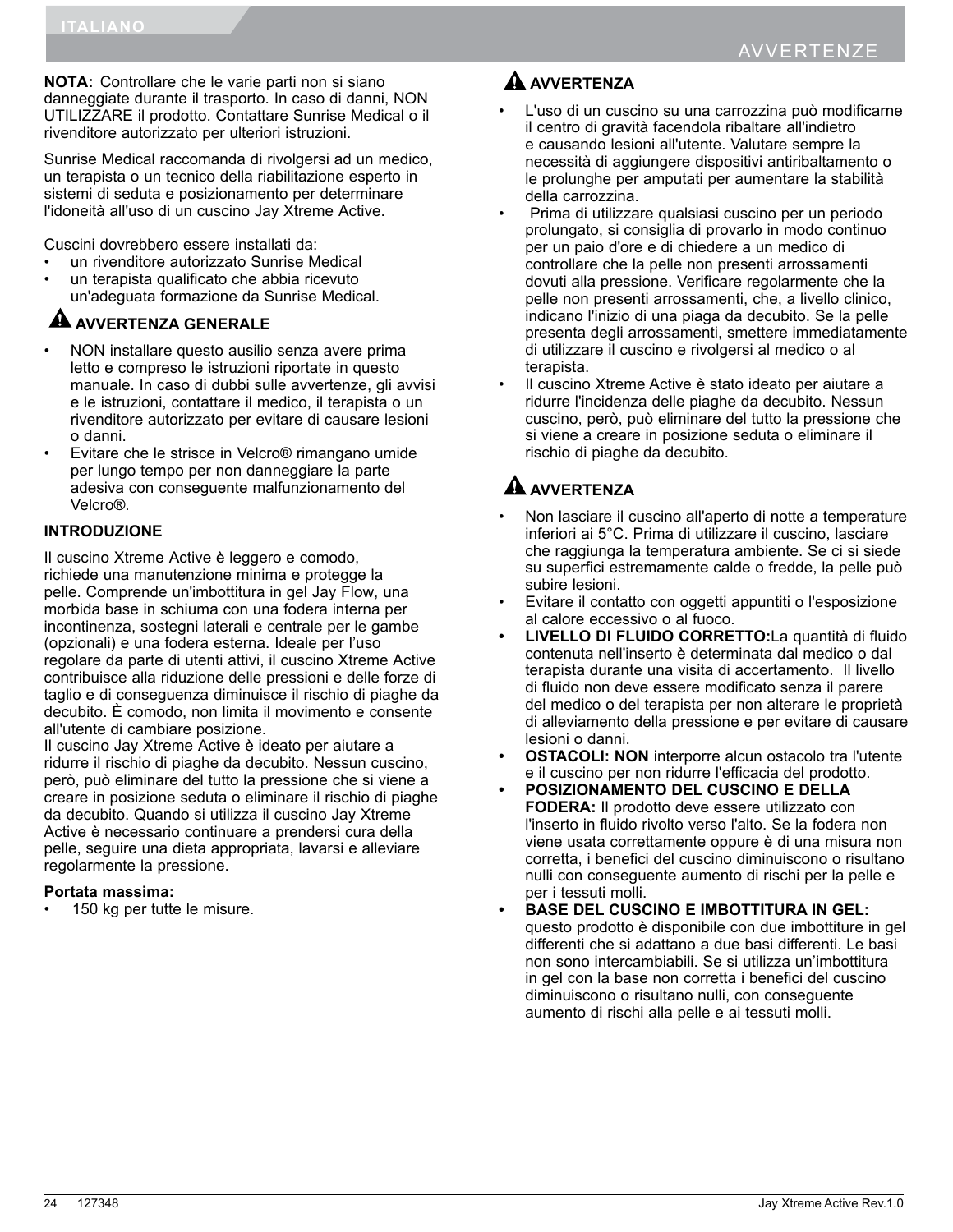**NOTA:** Controllare che le varie parti non si siano danneggiate durante il trasporto. In caso di danni, NON UTILIZZARE il prodotto. Contattare Sunrise Medical o il rivenditore autorizzato per ulteriori istruzioni.

Sunrise Medical raccomanda di rivolgersi ad un medico, un terapista o un tecnico della riabilitazione esperto in sistemi di seduta e posizionamento per determinare l'idoneità all'uso di un cuscino Jay Xtreme Active.

Cuscini dovrebbero essere installati da:

- un rivenditore autorizzato Sunrise Medical
- un terapista qualificato che abbia ricevuto un'adeguata formazione da Sunrise Medical.

### ⚠ AVVERTENZA GENERALE

- NON installare questo ausilio senza avere prima letto e compreso le istruzioni riportate in questo manuale. In caso di dubbi sulle avvertenze, gli avvisi e le istruzioni, contattare il medico, il terapista o un rivenditore autorizzato per evitare di causare lesioni o danni.
- Evitare che le strisce in Velcro® rimangano umide per lungo tempo per non danneggiare la parte adesiva con conseguente malfunzionamento del Velcro®.

### INTRODUZIONE

Il cuscino Xtreme Active è leggero e comodo, richiede una manutenzione minima e protegge la pelle. Comprende un'imbottitura in gel Jay Flow, una morbida base in schiuma con una fodera interna per incontinenza, sostegni laterali e centrale per le gambe (opzionali) e una fodera esterna. Ideale per l'uso regolare da parte di utenti attivi, il cuscino Xtreme Active contribuisce alla riduzione delle pressioni e delle forze di taglio e di conseguenza diminuisce il rischio di piaghe da decubito. È comodo, non limita il movimento e consente all'utente di cambiare posizione.
Il cuscino Jay Xtreme Active è ideato per aiutare a ridurre il rischio di piaghe da decubito. Nessun cuscino, però, può eliminare del tutto la pressione che si viene a creare in posizione seduta o eliminare il rischio di piaghe da decubito. Quando si utilizza il cuscino Jay Xtreme Active è necessario continuare a prendersi cura della pelle, seguire una dieta appropriata, lavarsi e alleviare regolarmente la pressione.

**Portata massima:**

- 150 kg per tutte le misure.

### ⚠ AVVERTENZA

- L'uso di un cuscino su una carrozzina può modificarne il centro di gravità facendola ribaltare all'indietro e causando lesioni all'utente. Valutare sempre la necessità di aggiungere dispositivi antiribaltamento o le prolunghe per amputati per aumentare la stabilità della carrozzina.
- Prima di utilizzare qualsiasi cuscino per un periodo prolungato, si consiglia di provarlo in modo continuo per un paio d'ore e di chiedere a un medico di controllare che la pelle non presenti arrossamenti dovuti alla pressione. Verificare regolarmente che la pelle non presenti arrossamenti, che, a livello clinico, indicano l'inizio di una piaga da decubito. Se la pelle presenta degli arrossamenti, smettere immediatamente di utilizzare il cuscino e rivolgersi al medico o al terapista.
- Il cuscino Xtreme Active è stato ideato per aiutare a ridurre l'incidenza delle piaghe da decubito. Nessun cuscino, però, può eliminare del tutto la pressione che si viene a creare in posizione seduta o eliminare il rischio di piaghe da decubito.

### ⚠ AVVERTENZA

- Non lasciare il cuscino all'aperto di notte a temperature inferiori ai 5°C. Prima di utilizzare il cuscino, lasciare che raggiunga la temperatura ambiente. Se ci si siede su superfici estremamente calde o fredde, la pelle può subire lesioni.
- Evitare il contatto con oggetti appuntiti o l'esposizione al calore eccessivo o al fuoco.
- **LIVELLO DI FLUIDO CORRETTO:**La quantità di fluido contenuta nell'inserto è determinata dal medico o dal terapista durante una visita di accertamento. Il livello di fluido non deve essere modificato senza il parere del medico o del terapista per non alterare le proprietà di alleviamento della pressione e per evitare di causare lesioni o danni.
- **OSTACOLI: NON** interporre alcun ostacolo tra l'utente e il cuscino per non ridurre l'efficacia del prodotto.
- **POSIZIONAMENTO DEL CUSCINO E DELLA FODERA:** Il prodotto deve essere utilizzato con l'inserto in fluido rivolto verso l'alto. Se la fodera non viene usata correttamente oppure è di una misura non corretta, i benefici del cuscino diminuiscono o risultano nulli con conseguente aumento di rischi per la pelle e per i tessuti molli.
- **BASE DEL CUSCINO E IMBOTTITURA IN GEL:** questo prodotto è disponibile con due imbottiture in gel differenti che si adattano a due basi differenti. Le basi non sono intercambiabili. Se si utilizza un'imbottitura in gel con la base non corretta i benefici del cuscino diminuiscono o risultano nulli, con conseguente aumento di rischi alla pelle e ai tessuti molli.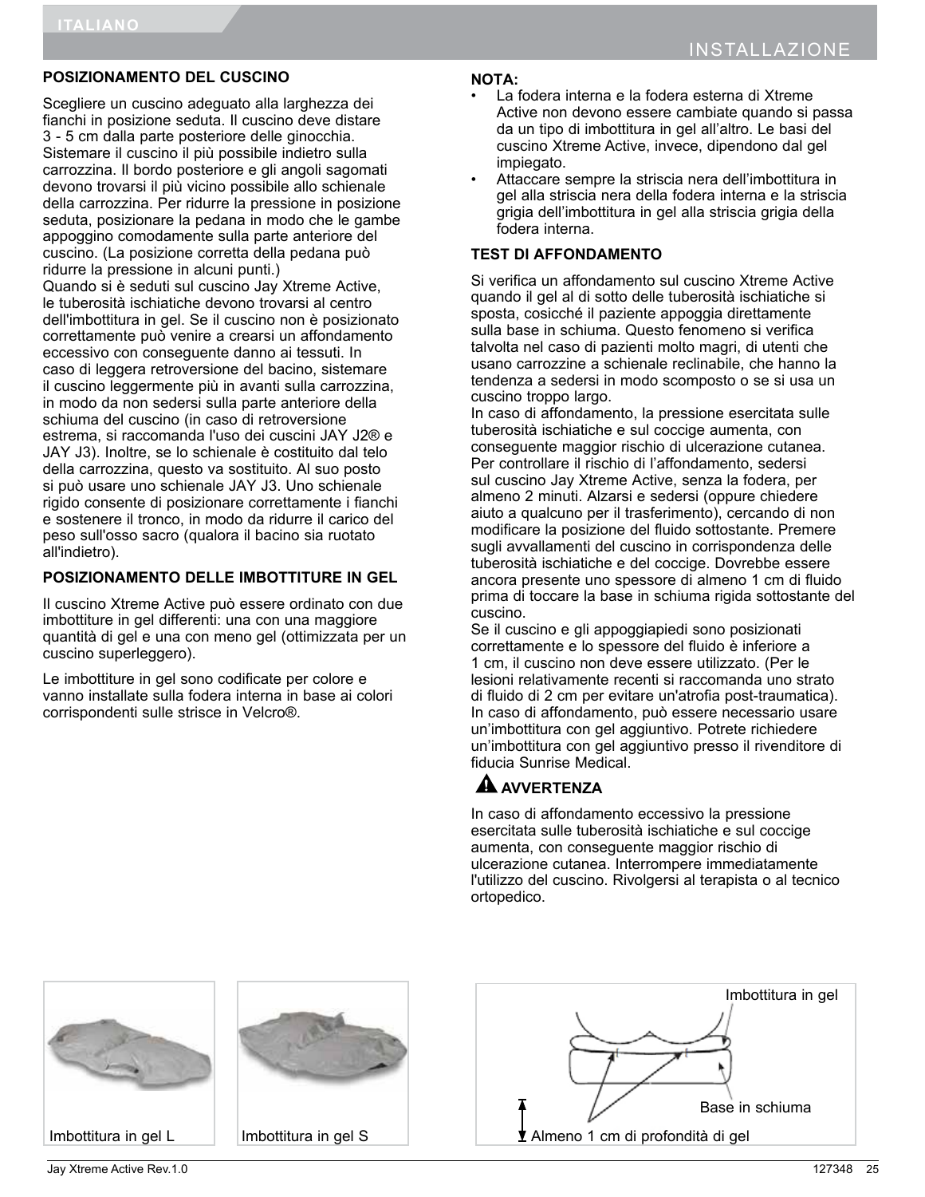## POSIZIONAMENTO DEL CUSCINO

Scegliere un cuscino adeguato alla larghezza dei fianchi in posizione seduta. Il cuscino deve distare 3 - 5 cm dalla parte posteriore delle ginocchia. Sistemare il cuscino il più possibile indietro sulla carrozzina. Il bordo posteriore e gli angoli sagomati devono trovarsi il più vicino possibile allo schienale della carrozzina. Per ridurre la pressione in posizione seduta, posizionare la pedana in modo che le gambe appoggino comodamente sulla parte anteriore del cuscino. (La posizione corretta della pedana può ridurre la pressione in alcuni punti.)
Quando si è seduti sul cuscino Jay Xtreme Active, le tuberosità ischiatiche devono trovarsi al centro dell'imbottitura in gel. Se il cuscino non è posizionato correttamente può venire a crearsi un affondamento eccessivo con conseguente danno ai tessuti. In caso di leggera retroversione del bacino, sistemare il cuscino leggermente più in avanti sulla carrozzina, in modo da non sedersi sulla parte anteriore della schiuma del cuscino (in caso di retroversione estrema, si raccomanda l'uso dei cuscini JAY J2® e JAY J3). Inoltre, se lo schienale è costituito dal telo della carrozzina, questo va sostituito. Al suo posto si può usare uno schienale JAY J3. Uno schienale rigido consente di posizionare correttamente i fianchi e sostenere il tronco, in modo da ridurre il carico del peso sull'osso sacro (qualora il bacino sia ruotato all'indietro).

## POSIZIONAMENTO DELLE IMBOTTITURE IN GEL

Il cuscino Xtreme Active può essere ordinato con due imbottiture in gel differenti: una con una maggiore quantità di gel e una con meno gel (ottimizzata per un cuscino superleggero).

Le imbottiture in gel sono codificate per colore e vanno installate sulla fodera interna in base ai colori corrispondenti sulle strisce in Velcro®.

**NOTA:**

- La fodera interna e la fodera esterna di Xtreme Active non devono essere cambiate quando si passa da un tipo di imbottitura in gel all'altro. Le basi del cuscino Xtreme Active, invece, dipendono dal gel impiegato.
- Attaccare sempre la striscia nera dell'imbottitura in gel alla striscia nera della fodera interna e la striscia grigia dell'imbottitura in gel alla striscia grigia della fodera interna.

## TEST DI AFFONDAMENTO

Si verifica un affondamento sul cuscino Xtreme Active quando il gel al di sotto delle tuberosità ischiatiche si sposta, cosicché il paziente appoggia direttamente sulla base in schiuma. Questo fenomeno si verifica talvolta nel caso di pazienti molto magri, di utenti che usano carrozzine a schienale reclinabile, che hanno la tendenza a sedersi in modo scomposto o se si usa un cuscino troppo largo.
In caso di affondamento, la pressione esercitata sulle tuberosità ischiatiche e sul coccige aumenta, con conseguente maggior rischio di ulcerazione cutanea.
Per controllare il rischio di l'affondamento, sedersi sul cuscino Jay Xtreme Active, senza la fodera, per almeno 2 minuti. Alzarsi e sedersi (oppure chiedere aiuto a qualcuno per il trasferimento), cercando di non modificare la posizione del fluido sottostante. Premere sugli avvallamenti del cuscino in corrispondenza delle tuberosità ischiatiche e del coccige. Dovrebbe essere ancora presente uno spessore di almeno 1 cm di fluido prima di toccare la base in schiuma rigida sottostante del cuscino.
Se il cuscino e gli appoggiapiedi sono posizionati correttamente e lo spessore del fluido è inferiore a 1 cm, il cuscino non deve essere utilizzato. (Per le lesioni relativamente recenti si raccomanda uno strato di fluido di 2 cm per evitare un'atrofia post-traumatica).
In caso di affondamento, può essere necessario usare un'imbottitura con gel aggiuntivo. Potrete richiedere un'imbottitura con gel aggiuntivo presso il rivenditore di fiducia Sunrise Medical.

**⚠ AVVERTENZA**

In caso di affondamento eccessivo la pressione esercitata sulle tuberosità ischiatiche e sul coccige aumenta, con conseguente maggior rischio di ulcerazione cutanea. Interrompere immediatamente l'utilizzo del cuscino. Rivolgersi al terapista o al tecnico ortopedico.

Imbottitura in gel L

Imbottitura in gel S

Imbottitura in gel

Base in schiuma

Almeno 1 cm di profondità di gel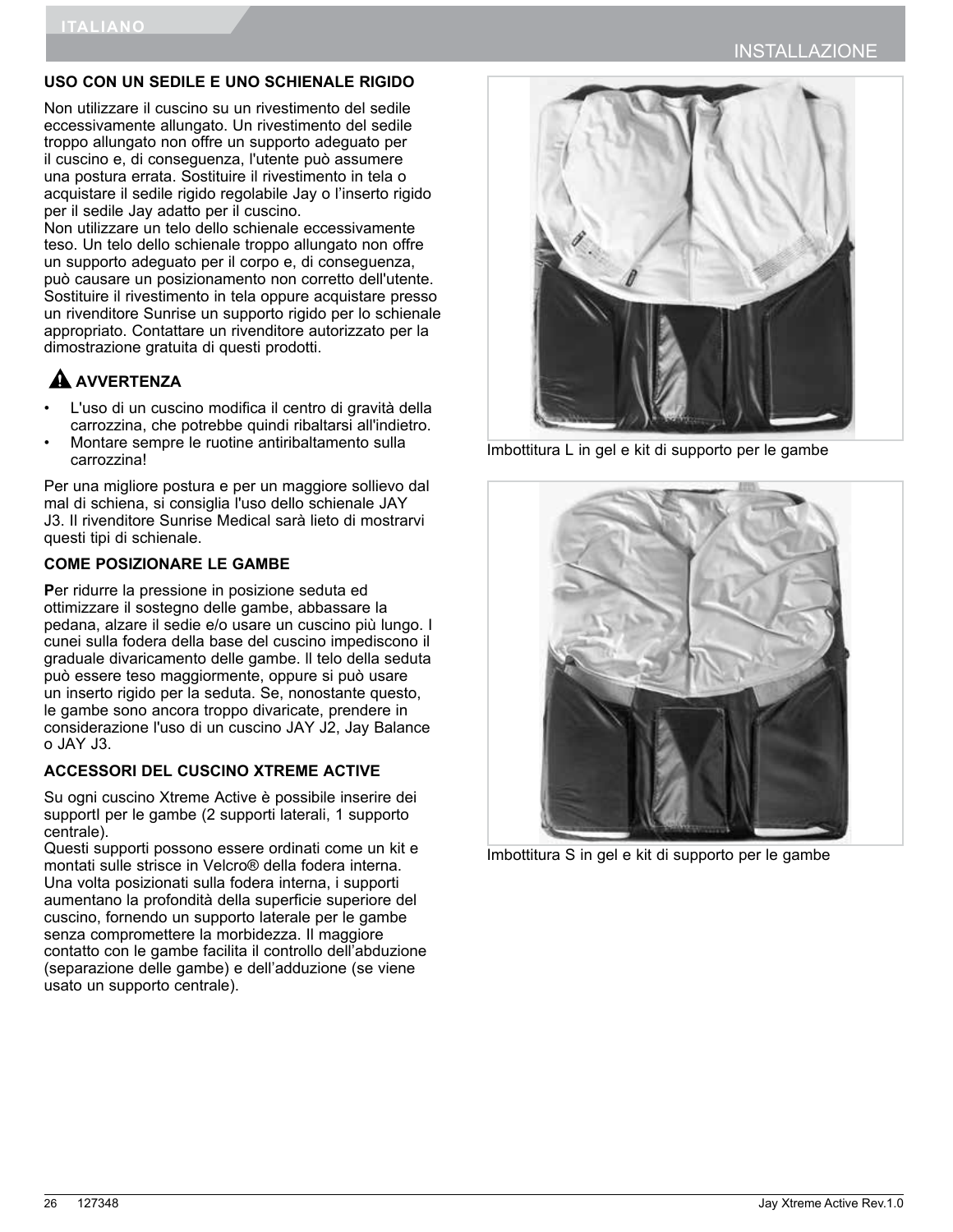## USO CON UN SEDILE E UNO SCHIENALE RIGIDO

Non utilizzare il cuscino su un rivestimento del sedile eccessivamente allungato. Un rivestimento del sedile troppo allungato non offre un supporto adeguato per il cuscino e, di conseguenza, l'utente può assumere una postura errata. Sostituire il rivestimento in tela o acquistare il sedile rigido regolabile Jay o l'inserto rigido per il sedile Jay adatto per il cuscino.
Non utilizzare un telo dello schienale eccessivamente teso. Un telo dello schienale troppo allungato non offre un supporto adeguato per il corpo e, di conseguenza, può causare un posizionamento non corretto dell'utente. Sostituire il rivestimento in tela oppure acquistare presso un rivenditore Sunrise un supporto rigido per lo schienale appropriato. Contattare un rivenditore autorizzato per la dimostrazione gratuita di questi prodotti.

### ⚠ AVVERTENZA

- L'uso di un cuscino modifica il centro di gravità della carrozzina, che potrebbe quindi ribaltarsi all'indietro.
- Montare sempre le ruotine antiribaltamento sulla carrozzina!

Per una migliore postura e per un maggiore sollievo dal mal di schiena, si consiglia l'uso dello schienale JAY J3. Il rivenditore Sunrise Medical sarà lieto di mostrarvi questi tipi di schienale.

## COME POSIZIONARE LE GAMBE

**P**er ridurre la pressione in posizione seduta ed ottimizzare il sostegno delle gambe, abbassare la pedana, alzare il sedie e/o usare un cuscino più lungo. I cunei sulla fodera della base del cuscino impediscono il graduale divaricamento delle gambe. Il telo della seduta può essere teso maggiormente, oppure si può usare un inserto rigido per la seduta. Se, nonostante questo, le gambe sono ancora troppo divaricate, prendere in considerazione l'uso di un cuscino JAY J2, Jay Balance o JAY J3.

## ACCESSORI DEL CUSCINO XTREME ACTIVE

Su ogni cuscino Xtreme Active è possibile inserire dei supportI per le gambe (2 supporti laterali, 1 supporto centrale).
Questi supporti possono essere ordinati come un kit e montati sulle strisce in Velcro® della fodera interna. Una volta posizionati sulla fodera interna, i supporti aumentano la profondità della superficie superiore del cuscino, fornendo un supporto laterale per le gambe senza compromettere la morbidezza. Il maggiore contatto con le gambe facilita il controllo dell'abduzione (separazione delle gambe) e dell'adduzione (se viene usato un supporto centrale).

Imbottitura L in gel e kit di supporto per le gambe

Imbottitura S in gel e kit di supporto per le gambe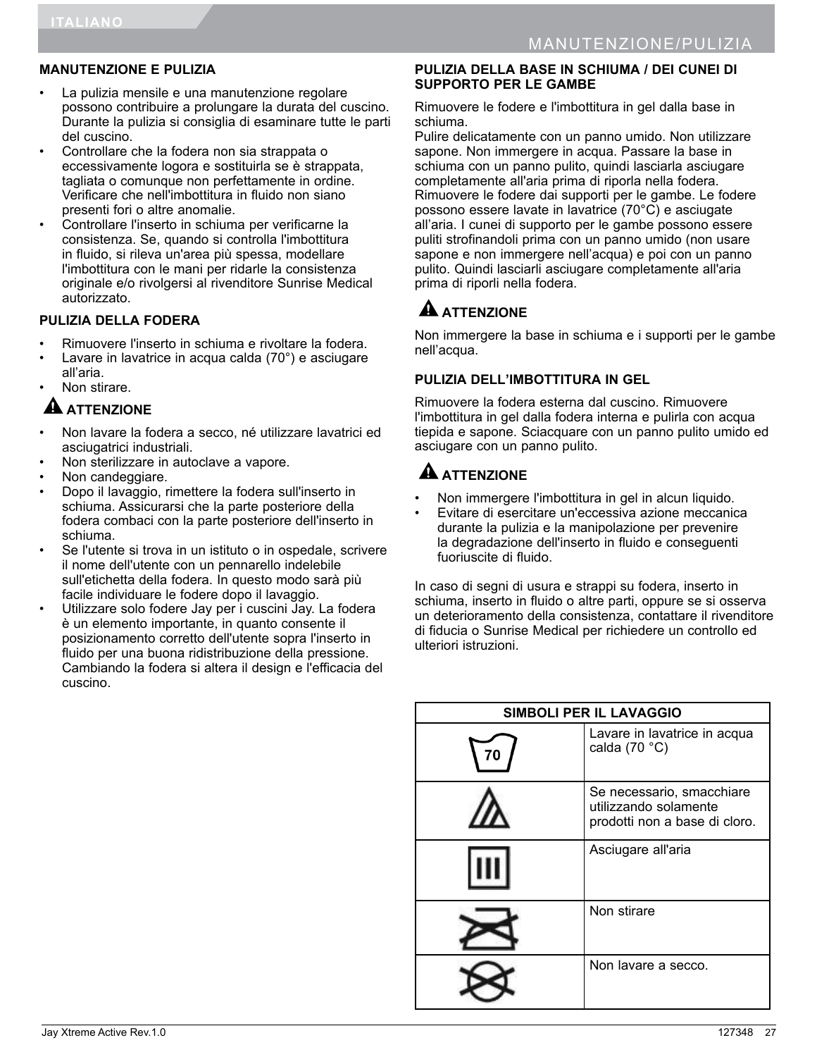## MANUTENZIONE E PULIZIA

- La pulizia mensile e una manutenzione regolare possono contribuire a prolungare la durata del cuscino. Durante la pulizia si consiglia di esaminare tutte le parti del cuscino.
- Controllare che la fodera non sia strappata o eccessivamente logora e sostituirla se è strappata, tagliata o comunque non perfettamente in ordine. Verificare che nell'imbottitura in fluido non siano presenti fori o altre anomalie.
- Controllare l'inserto in schiuma per verificarne la consistenza. Se, quando si controlla l'imbottitura in fluido, si rileva un'area più spessa, modellare l'imbottitura con le mani per ridarle la consistenza originale e/o rivolgersi al rivenditore Sunrise Medical autorizzato.

## PULIZIA DELLA FODERA

- Rimuovere l'inserto in schiuma e rivoltare la fodera.
- Lavare in lavatrice in acqua calda (70°) e asciugare all'aria.
- Non stirare.

### ⚠ ATTENZIONE

- Non lavare la fodera a secco, né utilizzare lavatrici ed asciugatrici industriali.
- Non sterilizzare in autoclave a vapore.
- Non candeggiare.
- Dopo il lavaggio, rimettere la fodera sull'inserto in schiuma. Assicurarsi che la parte posteriore della fodera combaci con la parte posteriore dell'inserto in schiuma.
- Se l'utente si trova in un istituto o in ospedale, scrivere il nome dell'utente con un pennarello indelebile sull'etichetta della fodera. In questo modo sarà più facile individuare le fodere dopo il lavaggio.
- Utilizzare solo fodere Jay per i cuscini Jay. La fodera è un elemento importante, in quanto consente il posizionamento corretto dell'utente sopra l'inserto in fluido per una buona ridistribuzione della pressione. Cambiando la fodera si altera il design e l'efficacia del cuscino.

## PULIZIA DELLA BASE IN SCHIUMA / DEI CUNEI DI SUPPORTO PER LE GAMBE

Rimuovere le fodere e l'imbottitura in gel dalla base in schiuma.
Pulire delicatamente con un panno umido. Non utilizzare sapone. Non immergere in acqua. Passare la base in schiuma con un panno pulito, quindi lasciarla asciugare completamente all'aria prima di riporla nella fodera.
Rimuovere le fodere dai supporti per le gambe. Le fodere possono essere lavate in lavatrice (70°C) e asciugate all'aria. I cunei di supporto per le gambe possono essere puliti strofinandoli prima con un panno umido (non usare sapone e non immergere nell'acqua) e poi con un panno pulito. Quindi lasciarli asciugare completamente all'aria prima di riporli nella fodera.

### ⚠ ATTENZIONE

Non immergere la base in schiuma e i supporti per le gambe nell'acqua.

## PULIZIA DELL'IMBOTTITURA IN GEL

Rimuovere la fodera esterna dal cuscino. Rimuovere l'imbottitura in gel dalla fodera interna e pulirla con acqua tiepida e sapone. Sciacquare con un panno pulito umido ed asciugare con un panno pulito.

### ⚠ ATTENZIONE

- Non immergere l'imbottitura in gel in alcun liquido.
- Evitare di esercitare un'eccessiva azione meccanica durante la pulizia e la manipolazione per prevenire la degradazione dell'inserto in fluido e conseguenti fuoriuscite di fluido.

In caso di segni di usura e strappi su fodera, inserto in schiuma, inserto in fluido o altre parti, oppure se si osserva un deterioramento della consistenza, contattare il rivenditore di fiducia o Sunrise Medical per richiedere un controllo ed ulteriori istruzioni.

| SIMBOLI PER IL LAVAGGIO | |
|---|---|
| 70 | Lavare in lavatrice in acqua calda (70 °C) |
| | Se necessario, smacchiare utilizzando solamente prodotti non a base di cloro. |
| | Asciugare all'aria |
| | Non stirare |
| | Non lavare a secco. |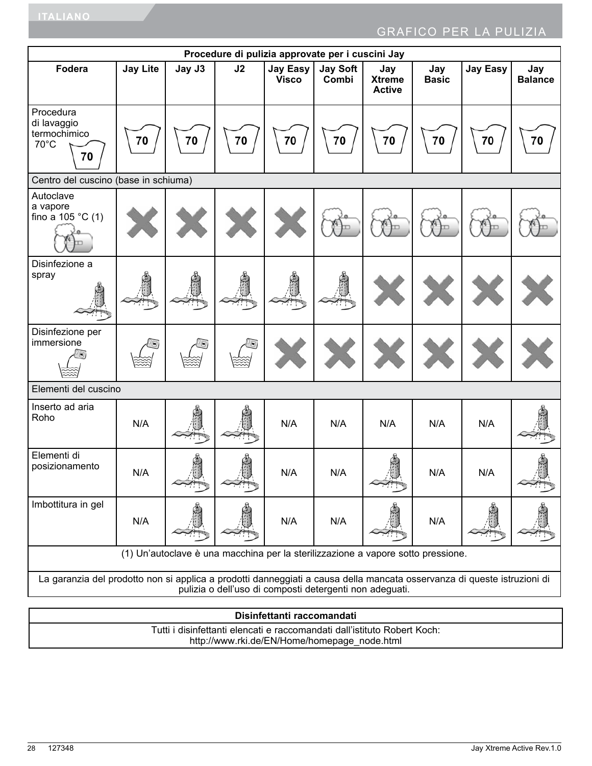## GRAFICO PER LA PULIZIA

| Procedure di pulizia approvate per i cuscini Jay | | | | | | | | | |
|---|---|---|---|---|---|---|---|---|---|
| **Fodera** | **Jay Lite** | **Jay J3** | **J2** | **Jay Easy Visco** | **Jay Soft Combi** | **Jay Xtreme Active** | **Jay Basic** | **Jay Easy** | **Jay Balance** |
| Procedura di lavaggio termochimico 70°C (70) | 70 | 70 | 70 | 70 | 70 | 70 | 70 | 70 | 70 |
| Centro del cuscino (base in schiuma) | | | | | | | | | |
| Autoclave a vapore fino a 105 °C (1) | ✗ | ✗ | ✗ | ✗ | ✓ | ✓ | ✓ | ✓ | ✓ |
| Disinfezione a spray | ✓ | ✓ | ✓ | ✓ | ✓ | ✗ | ✗ | ✗ | ✗ |
| Disinfezione per immersione | ✓ | ✓ | ✓ | ✗ | ✗ | ✗ | ✗ | ✗ | ✗ |
| Elementi del cuscino | | | | | | | | | |
| Inserto ad aria Roho | N/A | ✓ | ✓ | N/A | N/A | N/A | N/A | N/A | ✓ |
| Elementi di posizionamento | N/A | ✓ | ✓ | N/A | N/A | ✓ | N/A | N/A | ✓ |
| Imbottitura in gel | N/A | ✓ | ✓ | N/A | N/A | ✓ | N/A | ✓ | ✓ |

(1) Un'autoclave è una macchina per la sterilizzazione a vapore sotto pressione.

La garanzia del prodotto non si applica a prodotti danneggiati a causa della mancata osservanza di queste istruzioni di pulizia o dell'uso di composti detergenti non adeguati.

| Disinfettanti raccomandati |
|---|
| Tutti i disinfettanti elencati e raccomandati dall'istituto Robert Koch: http://www.rki.de/EN/Home/homepage_node.html |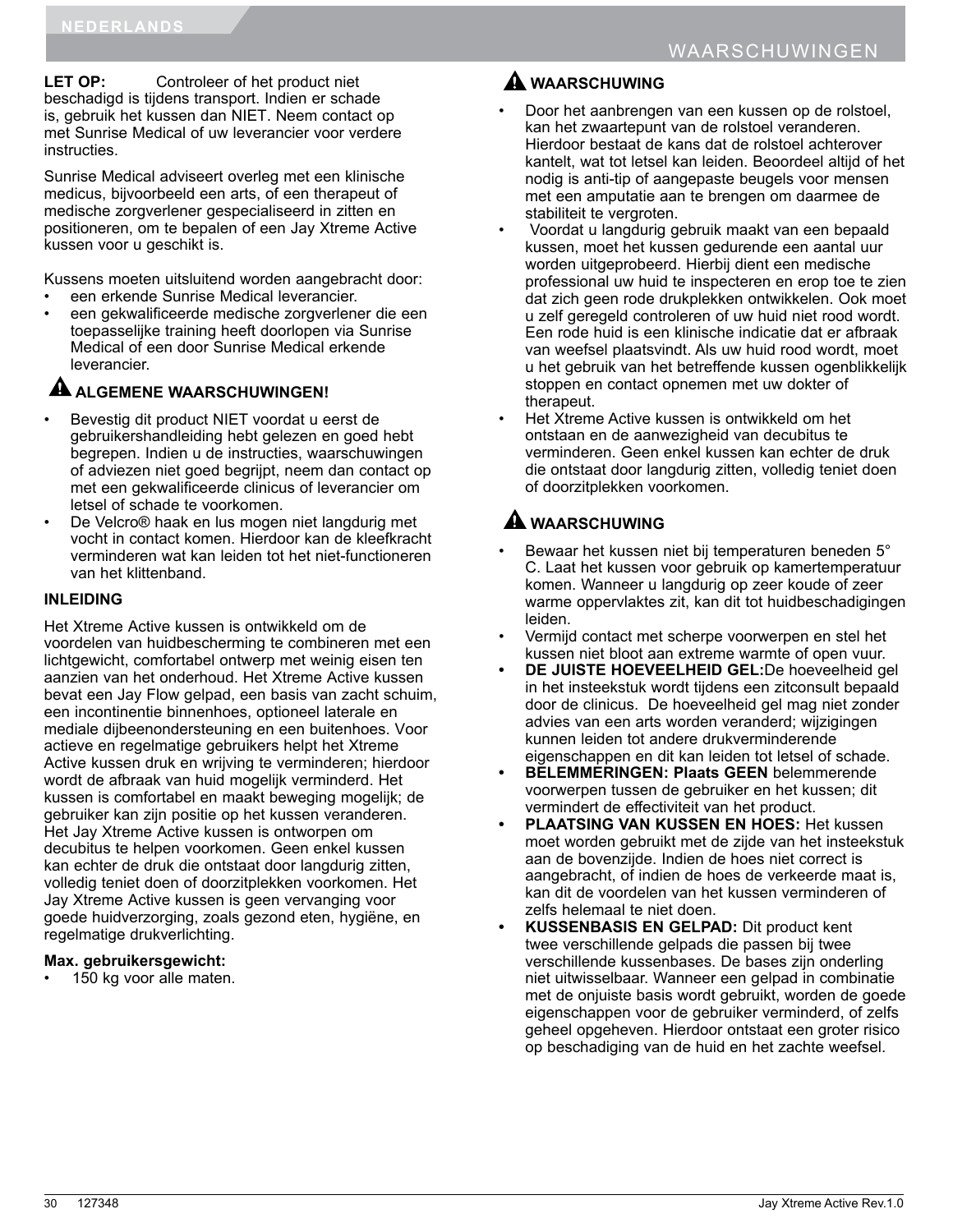## WAARSCHUWINGEN

**LET OP:** Controleer of het product niet beschadigd is tijdens transport. Indien er schade is, gebruik het kussen dan NIET. Neem contact op met Sunrise Medical of uw leverancier voor verdere instructies.

Sunrise Medical adviseert overleg met een klinische medicus, bijvoorbeeld een arts, of een therapeut of medische zorgverlener gespecialiseerd in zitten en positioneren, om te bepalen of een Jay Xtreme Active kussen voor u geschikt is.

Kussens moeten uitsluitend worden aangebracht door:

- een erkende Sunrise Medical leverancier.
- een gekwalificeerde medische zorgverlener die een toepasselijke training heeft doorlopen via Sunrise Medical of een door Sunrise Medical erkende leverancier.

### ⚠ ALGEMENE WAARSCHUWINGEN!

- Bevestig dit product NIET voordat u eerst de gebruikershandleiding hebt gelezen en goed hebt begrepen. Indien u de instructies, waarschuwingen of adviezen niet goed begrijpt, neem dan contact op met een gekwalificeerde clinicus of leverancier om letsel of schade te voorkomen.
- De Velcro® haak en lus mogen niet langdurig met vocht in contact komen. Hierdoor kan de kleefkracht verminderen wat kan leiden tot het niet-functioneren van het klittenband.

### INLEIDING

Het Xtreme Active kussen is ontwikkeld om de voordelen van huidbescherming te combineren met een lichtgewicht, comfortabel ontwerp met weinig eisen ten aanzien van het onderhoud. Het Xtreme Active kussen bevat een Jay Flow gelpad, een basis van zacht schuim, een incontinentie binnenhoes, optioneel laterale en mediale dijbeenondersteuning en een buitenhoes. Voor actieve en regelmatige gebruikers helpt het Xtreme Active kussen druk en wrijving te verminderen; hierdoor wordt de afbraak van huid mogelijk verminderd. Het kussen is comfortabel en maakt beweging mogelijk; de gebruiker kan zijn positie op het kussen veranderen. Het Jay Xtreme Active kussen is ontworpen om decubitus te helpen voorkomen. Geen enkel kussen kan echter de druk die ontstaat door langdurig zitten, volledig teniet doen of doorzitplekken voorkomen. Het Jay Xtreme Active kussen is geen vervanging voor goede huidverzorging, zoals gezond eten, hygiëne, en regelmatige drukverlichting.

**Max. gebruikersgewicht:**

- 150 kg voor alle maten.

### ⚠ WAARSCHUWING

- Door het aanbrengen van een kussen op de rolstoel, kan het zwaartepunt van de rolstoel veranderen. Hierdoor bestaat de kans dat de rolstoel achterover kantelt, wat tot letsel kan leiden. Beoordeel altijd of het nodig is anti-tip of aangepaste beugels voor mensen met een amputatie aan te brengen om daarmee de stabiliteit te vergroten.
- Voordat u langdurig gebruik maakt van een bepaald kussen, moet het kussen gedurende een aantal uur worden uitgeprobeerd. Hierbij dient een medische professional uw huid te inspecteren en erop toe te zien dat zich geen rode drukplekken ontwikkelen. Ook moet u zelf geregeld controleren of uw huid niet rood wordt. Een rode huid is een klinische indicatie dat er afbraak van weefsel plaatsvindt. Als uw huid rood wordt, moet u het gebruik van het betreffende kussen ogenblikkelijk stoppen en contact opnemen met uw dokter of therapeut.
- Het Xtreme Active kussen is ontwikkeld om het ontstaan en de aanwezigheid van decubitus te verminderen. Geen enkel kussen kan echter de druk die ontstaat door langdurig zitten, volledig teniet doen of doorzitplekken voorkomen.

### ⚠ WAARSCHUWING

- Bewaar het kussen niet bij temperaturen beneden 5° C. Laat het kussen voor gebruik op kamertemperatuur komen. Wanneer u langdurig op zeer koude of zeer warme oppervlaktes zit, kan dit tot huidbeschadigingen leiden.
- Vermijd contact met scherpe voorwerpen en stel het kussen niet bloot aan extreme warmte of open vuur.
- **DE JUISTE HOEVEELHEID GEL:** De hoeveelheid gel in het insteekstuk wordt tijdens een zitconsult bepaald door de clinicus. De hoeveelheid gel mag niet zonder advies van een arts worden veranderd; wijzigingen kunnen leiden tot andere drukverminderende eigenschappen en dit kan leiden tot letsel of schade.
- **BELEMMERINGEN: Plaats GEEN** belemmerende voorwerpen tussen de gebruiker en het kussen; dit vermindert de effectiviteit van het product.
- **PLAATSING VAN KUSSEN EN HOES:** Het kussen moet worden gebruikt met de zijde van het insteekstuk aan de bovenzijde. Indien de hoes niet correct is aangebracht, of indien de hoes de verkeerde maat is, kan dit de voordelen van het kussen verminderen of zelfs helemaal te niet doen.
- **KUSSENBASIS EN GELPAD:** Dit product kent twee verschillende gelpads die passen bij twee verschillende kussenbases. De bases zijn onderling niet uitwisselbaar. Wanneer een gelpad in combinatie met de onjuiste basis wordt gebruikt, worden de goede eigenschappen voor de gebruiker verminderd, of zelfs geheel opgeheven. Hierdoor ontstaat een groter risico op beschadiging van de huid en het zachte weefsel.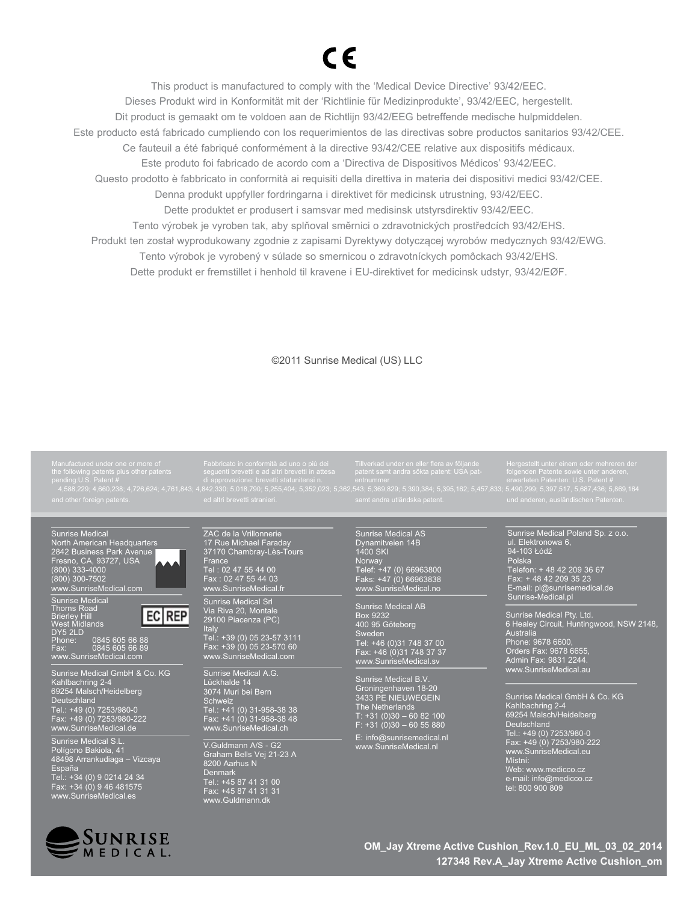CE

This product is manufactured to comply with the 'Medical Device Directive' 93/42/EEC.
Dieses Produkt wird in Konformität mit der 'Richtlinie für Medizinprodukte', 93/42/EEC, hergestellt.
Dit product is gemaakt om te voldoen aan de Richtlijn 93/42/EEG betreffende medische hulpmiddelen.
Este producto está fabricado cumpliendo con los requerimientos de las directivas sobre productos sanitarios 93/42/CEE.
Ce fauteuil a été fabriqué conformément à la directive 93/42/CEE relative aux dispositifs médicaux.
Este produto foi fabricado de acordo com a 'Directiva de Dispositivos Médicos' 93/42/EEC.
Questo prodotto è fabbricato in conformità ai requisiti della direttiva in materia dei dispositivi medici 93/42/CEE.
Denna produkt uppfyller fordringarna i direktivet för medicinsk utrustning, 93/42/EEC.
Dette produktet er produsert i samsvar med medisinsk utstyrsdirektiv 93/42/EEC.
Tento výrobek je vyroben tak, aby splňoval směrnici o zdravotnických prostředcích 93/42/EHS.
Produkt ten został wyprodukowany zgodnie z zapisami Dyrektywy dotyczącej wyrobów medycznych 93/42/EWG.
Tento výrobok je vyrobený v súlade so smernicou o zdravotníckych pomôckach 93/42/EHS.
Dette produkt er fremstillet i henhold til kravene i EU-direktivet for medicinsk udstyr, 93/42/EØF.

©2011 Sunrise Medical (US) LLC

Manufactured under one or more of the following patents plus other patents pending:U.S. Patent #
Fabbricato in conformità ad uno o più dei seguenti brevetti e ad altri brevetti in attesa di approvazione: brevetti statunitensi n.
Tillverkad under en eller flera av följande patent samt andra sökta patent: USA patentnummer
Hergestellt unter einem oder mehreren der folgenden Patente sowie unter anderen, erwarteten Patenten: U.S. Patent #

4,588,229; 4,660,238; 4,726,624; 4,761,843; 4,842,330; 5,018,790; 5,255,404; 5,352,023; 5,362,543; 5,369,829; 5,390,384; 5,395,162; 5,457,833; 5,490,299; 5,397,517, 5,687,436; 5,869,164

and other foreign patents. / ed altri brevetti stranieri. / samt andra utländska patent. / und anderen, ausländischen Patenten.

Sunrise Medical
North American Headquarters
2842 Business Park Avenue
Fresno, CA, 93727, USA
(800) 333-4000
(800) 300-7502
www.SunriseMedical.com

Sunrise Medical
Thorns Road
Brierley Hill
West Midlands
DY5 2LD
Phone: 0845 605 66 88
Fax: 0845 605 66 89
www.SunriseMedical.com

EC REP

Sunrise Medical GmbH & Co. KG
Kahlbachring 2-4
69254 Malsch/Heidelberg
Deutschland
Tel.: +49 (0) 7253/980-0
Fax: +49 (0) 7253/980-222
www.SunriseMedical.de

Sunrise Medical S.L.
Polígono Bakiola, 41
48498 Arrankudiaga – Vizcaya
España
Tel.: +34 (0) 9 0214 24 34
Fax: +34 (0) 9 46 481575
www.SunriseMedical.es

ZAC de la Vrillonnerie
17 Rue Michael Faraday
37170 Chambray-Lès-Tours
France
Tel : 02 47 55 44 00
Fax : 02 47 55 44 03
www.SunriseMedical.fr

Sunrise Medical Srl
Via Riva 20, Montale
29100 Piacenza (PC)
Italy
Tel.: +39 (0) 05 23-57 3111
Fax: +39 (0) 05 23-570 60
www.SunriseMedical.com

Sunrise Medical A.G.
Lückhalde 14
3074 Muri bei Bern
Schweiz
Tel.: +41 (0) 31-958-38 38
Fax: +41 (0) 31-958-38 48
www.SunriseMedical.ch

V.Guldmann A/S - G2
Graham Bells Vej 21-23 A
8200 Aarhus N
Denmark
Tel.: +45 87 41 31 00
Fax: +45 87 41 31 31
www.Guldmann.dk

Sunrise Medical AS
Dynamitveien 14B
1400 SKI
Norway
Telef: +47 (0) 66963800
Faks: +47 (0) 66963838
www.SunriseMedical.no

Sunrise Medical AB
Box 9232
400 95 Göteborg
Sweden
Tel: +46 (0)31 748 37 00
Fax: +46 (0)31 748 37 37
www.SunriseMedical.sv

Sunrise Medical B.V.
Groningenhaven 18-20
3433 PE NIEUWEGEIN
The Netherlands
T: +31 (0)30 – 60 82 100
F: +31 (0)30 – 60 55 880
E: info@sunrisemedical.nl
www.SunriseMedical.nl

Sunrise Medical Poland Sp. z o.o.
ul. Elektronowa 6,
94-103 Łódź
Polska
Telefon: + 48 42 209 36 67
Fax: + 48 42 209 35 23
E-mail: pl@sunrisemedical.de
Sunrise-Medical.pl

Sunrise Medical Pty. Ltd.
6 Healey Circuit, Huntingwood, NSW 2148, Australia
Phone: 9678 6600,
Orders Fax: 9678 6655,
Admin Fax: 9831 2244.
www.SunriseMedical.au

Sunrise Medical GmbH & Co. KG
Kahlbachring 2-4
69254 Malsch/Heidelberg
Deutschland
Tel.: +49 (0) 7253/980-0
Fax: +49 (0) 7253/980-222
www.SunriseMedical.eu
Místní:
Web: www.medicco.cz
e-mail: info@medicco.cz
tel: 800 900 809

SUNRISE MEDICAL.

**OM_Jay Xtreme Active Cushion_Rev.1.0_EU_ML_03_02_2014**
**127348 Rev.A_Jay Xtreme Active Cushion_om**